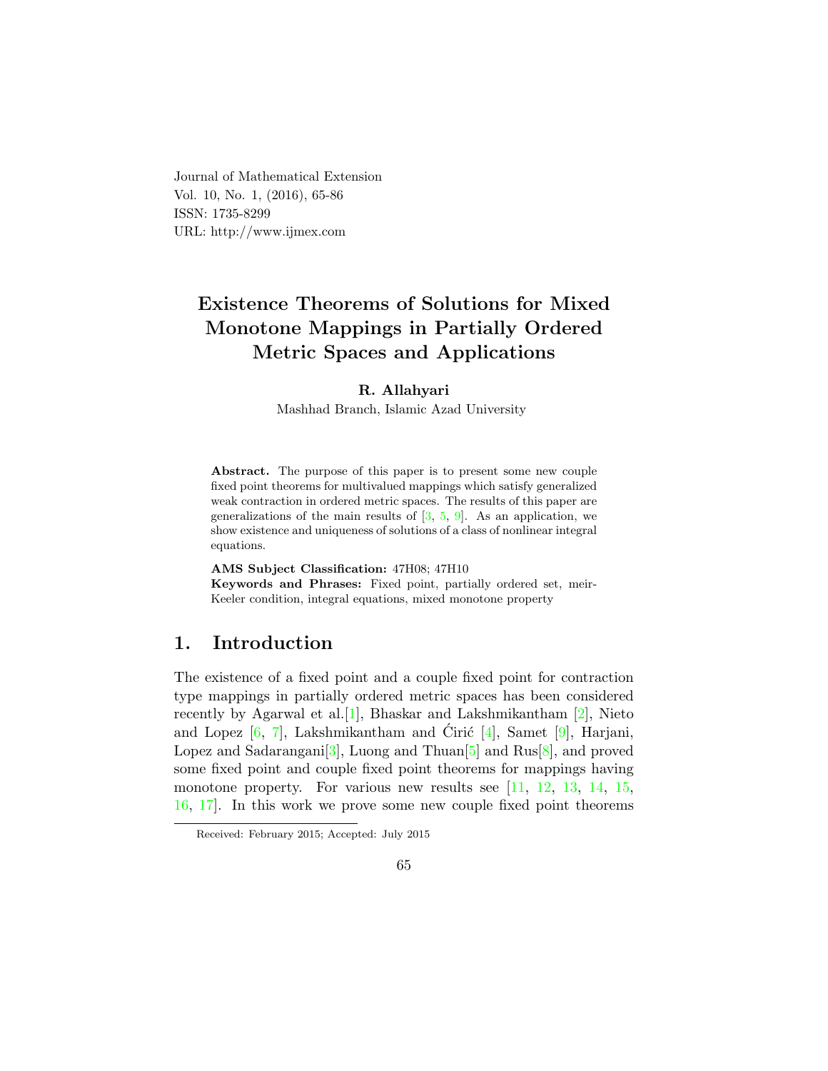Journal of Mathematical Extension
Vol. 10, No. 1, (2016), 65-86
ISSN: 1735-8299
URL: http://www.ijmex.com

# Existence Theorems of Solutions for Mixed Monotone Mappings in Partially Ordered Metric Spaces and Applications

**R. Allahyari**

Mashhad Branch, Islamic Azad University

**Abstract.** The purpose of this paper is to present some new couple fixed point theorems for multivalued mappings which satisfy generalized weak contraction in ordered metric spaces. The results of this paper are generalizations of the main results of [3, 5, 9]. As an application, we show existence and uniqueness of solutions of a class of nonlinear integral equations.

**AMS Subject Classification:** 47H08; 47H10
**Keywords and Phrases:** Fixed point, partially ordered set, meir-Keeler condition, integral equations, mixed monotone property

## 1. Introduction

The existence of a fixed point and a couple fixed point for contraction type mappings in partially ordered metric spaces has been considered recently by Agarwal et al.[1], Bhaskar and Lakshmikantham [2], Nieto and Lopez [6, 7], Lakshmikantham and Ćirić [4], Samet [9], Harjani, Lopez and Sadarangani[3], Luong and Thuan[5] and Rus[8], and proved some fixed point and couple fixed point theorems for mappings having monotone property. For various new results see [11, 12, 13, 14, 15, 16, 17]. In this work we prove some new couple fixed point theorems

Received: February 2015; Accepted: July 2015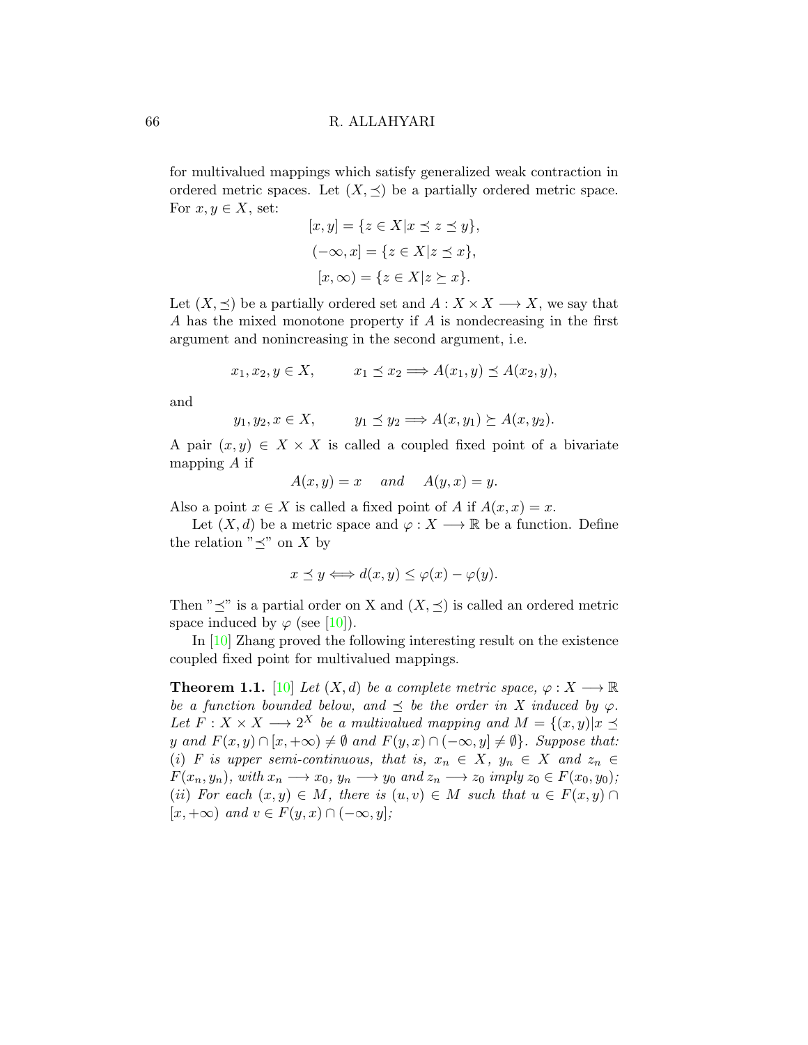for multivalued mappings which satisfy generalized weak contraction in ordered metric spaces. Let $(X, \preceq)$ be a partially ordered metric space. For $x, y \in X$, set:

$$[x, y] = \{z \in X | x \preceq z \preceq y\},$$

$$(-\infty, x] = \{z \in X | z \preceq x\},$$

$$[x, \infty) = \{z \in X | z \succeq x\}.$$

Let $(X, \preceq)$ be a partially ordered set and $A : X \times X \longrightarrow X$, we say that $A$ has the mixed monotone property if $A$ is nondecreasing in the first argument and nonincreasing in the second argument, i.e.

$$x_1, x_2, y \in X, \qquad x_1 \preceq x_2 \Longrightarrow A(x_1, y) \preceq A(x_2, y),$$

and

$$y_1, y_2, x \in X, \qquad y_1 \preceq y_2 \Longrightarrow A(x, y_1) \succeq A(x, y_2).$$

A pair $(x, y) \in X \times X$ is called a coupled fixed point of a bivariate mapping $A$ if

$$A(x, y) = x \quad \textit{and} \quad A(y, x) = y.$$

Also a point $x \in X$ is called a fixed point of $A$ if $A(x, x) = x$.

Let $(X, d)$ be a metric space and $\varphi : X \longrightarrow \mathbb{R}$ be a function. Define the relation "$\preceq$" on $X$ by

$$x \preceq y \Longleftrightarrow d(x, y) \leq \varphi(x) - \varphi(y).$$

Then "$\preceq$" is a partial order on X and $(X, \preceq)$ is called an ordered metric space induced by $\varphi$ (see [10]).

In [10] Zhang proved the following interesting result on the existence coupled fixed point for multivalued mappings.

**Theorem 1.1.** [10] *Let $(X, d)$ be a complete metric space, $\varphi : X \longrightarrow \mathbb{R}$ be a function bounded below, and $\preceq$ be the order in $X$ induced by $\varphi$. Let $F : X \times X \longrightarrow 2^X$ be a multivalued mapping and $M = \{(x, y) | x \preceq y$ and $F(x, y) \cap [x, +\infty) \neq \emptyset$ and $F(y, x) \cap (-\infty, y] \neq \emptyset\}$. Suppose that:*
*(i) $F$ is upper semi-continuous, that is, $x_n \in X$, $y_n \in X$ and $z_n \in F(x_n, y_n)$, with $x_n \longrightarrow x_0$, $y_n \longrightarrow y_0$ and $z_n \longrightarrow z_0$ imply $z_0 \in F(x_0, y_0)$;*
*(ii) For each $(x, y) \in M$, there is $(u, v) \in M$ such that $u \in F(x, y) \cap [x, +\infty)$ and $v \in F(y, x) \cap (-\infty, y]$;*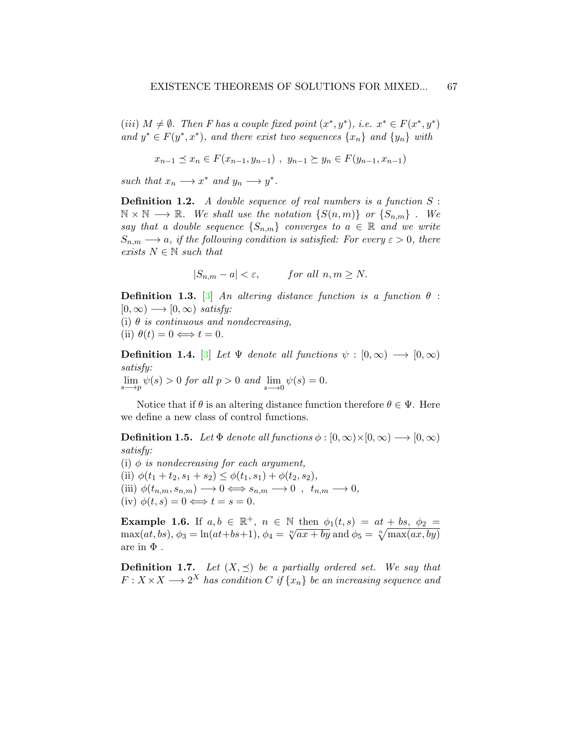*(iii)* $M \neq \emptyset$. *Then* $F$ *has a couple fixed point* $(x^*, y^*)$, *i.e.* $x^* \in F(x^*, y^*)$ *and* $y^* \in F(y^*, x^*)$, *and there exist two sequences* $\{x_n\}$ *and* $\{y_n\}$ *with*

$$x_{n-1} \preceq x_n \in F(x_{n-1}, y_{n-1}) \ , \ y_{n-1} \succeq y_n \in F(y_{n-1}, x_{n-1})$$

*such that* $x_n \longrightarrow x^*$ *and* $y_n \longrightarrow y^*$.

**Definition 1.2.** *A double sequence of real numbers is a function* $S : \mathbb{N} \times \mathbb{N} \longrightarrow \mathbb{R}$. *We shall use the notation* $\{S(n, m)\}$ *or* $\{S_{n,m}\}$ . *We say that a double sequence* $\{S_{n,m}\}$ *converges to* $a \in \mathbb{R}$ *and we write* $S_{n,m} \longrightarrow a$, *if the following condition is satisfied: For every* $\varepsilon > 0$, *there exists* $N \in \mathbb{N}$ *such that*

$$|S_{n,m} - a| < \varepsilon, \qquad \textit{for all } n, m \geq N.$$

**Definition 1.3.** [3] *An altering distance function is a function* $\theta : [0, \infty) \longrightarrow [0, \infty)$ *satisfy:*
(i) $\theta$ *is continuous and nondecreasing,*
(ii) $\theta(t) = 0 \Longleftrightarrow t = 0$.

**Definition 1.4.** [3] *Let* $\Psi$ *denote all functions* $\psi : [0, \infty) \longrightarrow [0, \infty)$ *satisfy:*
$\lim_{s \longrightarrow p} \psi(s) > 0$ *for all* $p > 0$ *and* $\lim_{s \longrightarrow 0} \psi(s) = 0$.

Notice that if $\theta$ is an altering distance function therefore $\theta \in \Psi$. Here we define a new class of control functions.

**Definition 1.5.** *Let* $\Phi$ *denote all functions* $\phi : [0, \infty) \times [0, \infty) \longrightarrow [0, \infty)$ *satisfy:*
(i) $\phi$ *is nondecreasing for each argument,*
(ii) $\phi(t_1 + t_2, s_1 + s_2) \leq \phi(t_1, s_1) + \phi(t_2, s_2)$,
(iii) $\phi(t_{n,m}, s_{n,m}) \longrightarrow 0 \Longleftrightarrow s_{n,m} \longrightarrow 0 \ , \ t_{n,m} \longrightarrow 0$,
(iv) $\phi(t, s) = 0 \Longleftrightarrow t = s = 0$.

**Example 1.6.** If $a, b \in \mathbb{R}^+$, $n \in \mathbb{N}$ then $\phi_1(t, s) = at + bs$, $\phi_2 = \max(at, bs)$, $\phi_3 = \ln(at + bs + 1)$, $\phi_4 = \sqrt[n]{ax + by}$ and $\phi_5 = \sqrt[n]{\max(ax, by)}$ are in $\Phi$ .

**Definition 1.7.** *Let* $(X, \preceq)$ *be a partially ordered set. We say that* $F : X \times X \longrightarrow 2^X$ *has condition C if* $\{x_n\}$ *be an increasing sequence and*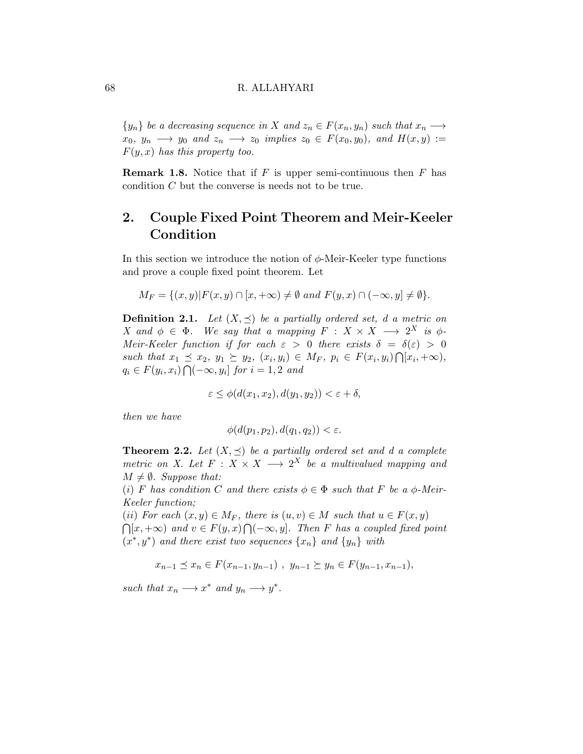*$\{y_n\}$ be a decreasing sequence in $X$ and $z_n \in F(x_n, y_n)$ such that $x_n \longrightarrow x_0$, $y_n \longrightarrow y_0$ and $z_n \longrightarrow z_0$ implies $z_0 \in F(x_0, y_0)$, and $H(x,y) := F(y,x)$ has this property too.*

**Remark 1.8.** Notice that if $F$ is upper semi-continuous then $F$ has condition $C$ but the converse is needs not to be true.

## 2. Couple Fixed Point Theorem and Meir-Keeler Condition

In this section we introduce the notion of $\phi$-Meir-Keeler type functions and prove a couple fixed point theorem. Let

$$M_F = \{(x,y)|F(x,y) \cap [x, +\infty) \neq \emptyset \text{ and } F(y,x) \cap (-\infty, y] \neq \emptyset\}.$$

**Definition 2.1.** *Let $(X, \preceq)$ be a partially ordered set, $d$ a metric on $X$ and $\phi \in \Phi$. We say that a mapping $F : X \times X \longrightarrow 2^X$ is $\phi$-Meir-Keeler function if for each $\varepsilon > 0$ there exists $\delta = \delta(\varepsilon) > 0$ such that $x_1 \preceq x_2$, $y_1 \succeq y_2$, $(x_i, y_i) \in M_F$, $p_i \in F(x_i, y_i) \bigcap [x_i, +\infty)$, $q_i \in F(y_i, x_i) \bigcap (-\infty, y_i]$ for $i = 1, 2$ and*

$$\varepsilon \leq \phi(d(x_1, x_2), d(y_1, y_2)) < \varepsilon + \delta,$$

*then we have*

$$\phi(d(p_1, p_2), d(q_1, q_2)) < \varepsilon.$$

**Theorem 2.2.** *Let $(X, \preceq)$ be a partially ordered set and $d$ a complete metric on $X$. Let $F : X \times X \longrightarrow 2^X$ be a multivalued mapping and $M \neq \emptyset$. Suppose that:*
*(i) $F$ has condition $C$ and there exists $\phi \in \Phi$ such that $F$ be a $\phi$-Meir-Keeler function;*
*(ii) For each $(x,y) \in M_F$, there is $(u,v) \in M$ such that $u \in F(x,y) \bigcap [x, +\infty)$ and $v \in F(y,x) \bigcap (-\infty, y]$. Then $F$ has a coupled fixed point $(x^*, y^*)$ and there exist two sequences $\{x_n\}$ and $\{y_n\}$ with*

$$x_{n-1} \preceq x_n \in F(x_{n-1}, y_{n-1}) \ , \ y_{n-1} \succeq y_n \in F(y_{n-1}, x_{n-1}),$$

*such that $x_n \longrightarrow x^*$ and $y_n \longrightarrow y^*$.*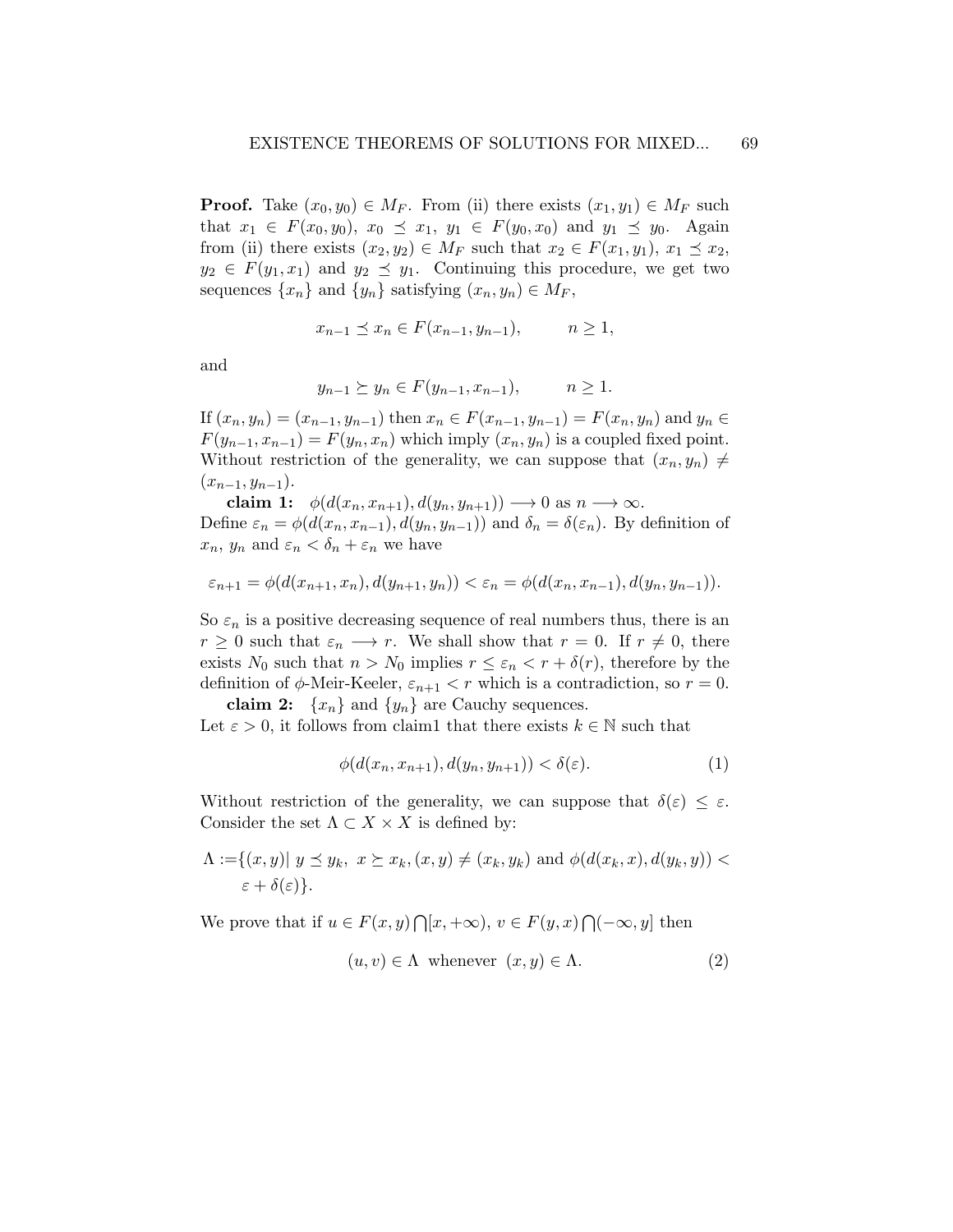**Proof.** Take $(x_0, y_0) \in M_F$. From (ii) there exists $(x_1, y_1) \in M_F$ such that $x_1 \in F(x_0, y_0)$, $x_0 \preceq x_1$, $y_1 \in F(y_0, x_0)$ and $y_1 \preceq y_0$. Again from (ii) there exists $(x_2, y_2) \in M_F$ such that $x_2 \in F(x_1, y_1)$, $x_1 \preceq x_2$, $y_2 \in F(y_1, x_1)$ and $y_2 \preceq y_1$. Continuing this procedure, we get two sequences $\{x_n\}$ and $\{y_n\}$ satisfying $(x_n, y_n) \in M_F$,

$$x_{n-1} \preceq x_n \in F(x_{n-1}, y_{n-1}), \qquad n \geq 1,$$

and

$$y_{n-1} \succeq y_n \in F(y_{n-1}, x_{n-1}), \qquad n \geq 1.$$

If $(x_n, y_n) = (x_{n-1}, y_{n-1})$ then $x_n \in F(x_{n-1}, y_{n-1}) = F(x_n, y_n)$ and $y_n \in F(y_{n-1}, x_{n-1}) = F(y_n, x_n)$ which imply $(x_n, y_n)$ is a coupled fixed point. Without restriction of the generality, we can suppose that $(x_n, y_n) \neq (x_{n-1}, y_{n-1})$.

**claim 1:** $\phi(d(x_n, x_{n+1}), d(y_n, y_{n+1})) \longrightarrow 0$ as $n \longrightarrow \infty$.
Define $\varepsilon_n = \phi(d(x_n, x_{n-1}), d(y_n, y_{n-1}))$ and $\delta_n = \delta(\varepsilon_n)$. By definition of $x_n$, $y_n$ and $\varepsilon_n < \delta_n + \varepsilon_n$ we have

$$\varepsilon_{n+1} = \phi(d(x_{n+1}, x_n), d(y_{n+1}, y_n)) < \varepsilon_n = \phi(d(x_n, x_{n-1}), d(y_n, y_{n-1})).$$

So $\varepsilon_n$ is a positive decreasing sequence of real numbers thus, there is an $r \geq 0$ such that $\varepsilon_n \longrightarrow r$. We shall show that $r = 0$. If $r \neq 0$, there exists $N_0$ such that $n > N_0$ implies $r \leq \varepsilon_n < r + \delta(r)$, therefore by the definition of $\phi$-Meir-Keeler, $\varepsilon_{n+1} < r$ which is a contradiction, so $r = 0$.

**claim 2:** $\{x_n\}$ and $\{y_n\}$ are Cauchy sequences.
Let $\varepsilon > 0$, it follows from claim1 that there exists $k \in \mathbb{N}$ such that

$$\phi(d(x_n, x_{n+1}), d(y_n, y_{n+1})) < \delta(\varepsilon). \tag{1}$$

Without restriction of the generality, we can suppose that $\delta(\varepsilon) \leq \varepsilon$. Consider the set $\Lambda \subset X \times X$ is defined by:

$$\Lambda := \{(x, y) |\ y \preceq y_k,\ x \succeq x_k, (x, y) \neq (x_k, y_k) \text{ and } \phi(d(x_k, x), d(y_k, y)) < \varepsilon + \delta(\varepsilon)\}.$$

We prove that if $u \in F(x, y) \bigcap [x, +\infty)$, $v \in F(y, x) \bigcap (-\infty, y]$ then

$$(u, v) \in \Lambda \text{ whenever } (x, y) \in \Lambda. \tag{2}$$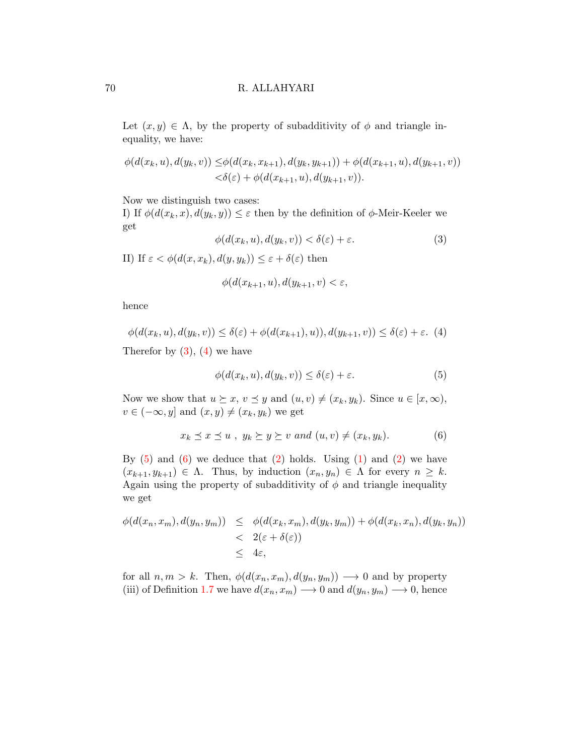Let $(x, y) \in \Lambda$, by the property of subadditivity of $\phi$ and triangle inequality, we have:

$$\begin{aligned}\phi(d(x_k, u), d(y_k, v)) \leq& \phi(d(x_k, x_{k+1}), d(y_k, y_{k+1})) + \phi(d(x_{k+1}, u), d(y_{k+1}, v)) \\ <& \delta(\varepsilon) + \phi(d(x_{k+1}, u), d(y_{k+1}, v)).\end{aligned}$$

Now we distinguish two cases:
I) If $\phi(d(x_k, x), d(y_k, y)) \leq \varepsilon$ then by the definition of $\phi$-Meir-Keeler we get

$$\phi(d(x_k, u), d(y_k, v)) < \delta(\varepsilon) + \varepsilon. \tag{3}$$

II) If $\varepsilon < \phi(d(x, x_k), d(y, y_k)) \leq \varepsilon + \delta(\varepsilon)$ then

$$\phi(d(x_{k+1}, u), d(y_{k+1}, v) < \varepsilon,$$

hence

$$\phi(d(x_k, u), d(y_k, v)) \leq \delta(\varepsilon) + \phi(d(x_{k+1}), u)), d(y_{k+1}, v)) \leq \delta(\varepsilon) + \varepsilon. \tag{4}$$

Therefor by (3), (4) we have

$$\phi(d(x_k, u), d(y_k, v)) \leq \delta(\varepsilon) + \varepsilon. \tag{5}$$

Now we show that $u \succeq x$, $v \preceq y$ and $(u, v) \neq (x_k, y_k)$. Since $u \in [x, \infty)$, $v \in (-\infty, y]$ and $(x, y) \neq (x_k, y_k)$ we get

$$x_k \preceq x \preceq u \ , \ y_k \succeq y \succeq v \ \textit{and} \ (u, v) \neq (x_k, y_k). \tag{6}$$

By (5) and (6) we deduce that (2) holds. Using (1) and (2) we have $(x_{k+1}, y_{k+1}) \in \Lambda$. Thus, by induction $(x_n, y_n) \in \Lambda$ for every $n \geq k$. Again using the property of subadditivity of $\phi$ and triangle inequality we get

$$\begin{aligned}\phi(d(x_n, x_m), d(y_n, y_m)) &\leq \phi(d(x_k, x_m), d(y_k, y_m)) + \phi(d(x_k, x_n), d(y_k, y_n)) \\ &< 2(\varepsilon + \delta(\varepsilon)) \\ &\leq 4\varepsilon,\end{aligned}$$

for all $n, m > k$. Then, $\phi(d(x_n, x_m), d(y_n, y_m)) \longrightarrow 0$ and by property (iii) of Definition 1.7 we have $d(x_n, x_m) \longrightarrow 0$ and $d(y_n, y_m) \longrightarrow 0$, hence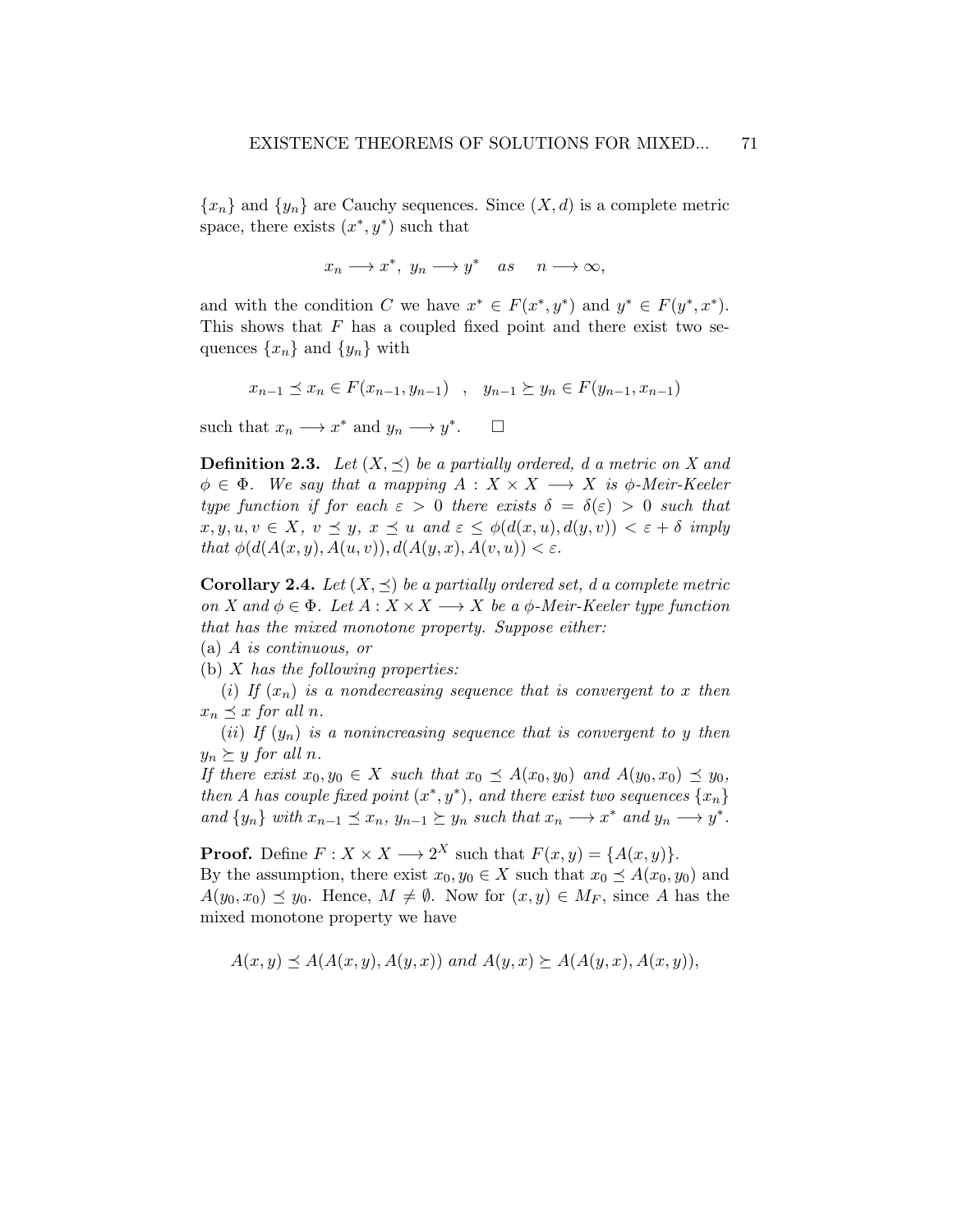$\{x_n\}$ and $\{y_n\}$ are Cauchy sequences. Since $(X, d)$ is a complete metric space, there exists $(x^*, y^*)$ such that

$$x_n \longrightarrow x^*, \; y_n \longrightarrow y^* \quad as \quad n \longrightarrow \infty,$$

and with the condition $C$ we have $x^* \in F(x^*, y^*)$ and $y^* \in F(y^*, x^*)$. This shows that $F$ has a coupled fixed point and there exist two sequences $\{x_n\}$ and $\{y_n\}$ with

$$x_{n-1} \preceq x_n \in F(x_{n-1}, y_{n-1}) \quad , \quad y_{n-1} \succeq y_n \in F(y_{n-1}, x_{n-1})$$

such that $x_n \longrightarrow x^*$ and $y_n \longrightarrow y^*$. $\square$

**Definition 2.3.** *Let $(X, \preceq)$ be a partially ordered, $d$ a metric on $X$ and $\phi \in \Phi$. We say that a mapping $A : X \times X \longrightarrow X$ is $\phi$-Meir-Keeler type function if for each $\varepsilon > 0$ there exists $\delta = \delta(\varepsilon) > 0$ such that $x, y, u, v \in X$, $v \preceq y$, $x \preceq u$ and $\varepsilon \leq \phi(d(x, u), d(y, v)) < \varepsilon + \delta$ imply that $\phi(d(A(x, y), A(u, v)), d(A(y, x), A(v, u)) < \varepsilon$.*

**Corollary 2.4.** *Let $(X, \preceq)$ be a partially ordered set, $d$ a complete metric on $X$ and $\phi \in \Phi$. Let $A : X \times X \longrightarrow X$ be a $\phi$-Meir-Keeler type function that has the mixed monotone property. Suppose either:*
*(a) $A$ is continuous, or*
*(b) $X$ has the following properties:*
*$(i)$ If $(x_n)$ is a nondecreasing sequence that is convergent to $x$ then $x_n \preceq x$ for all $n$.*
*$(ii)$ If $(y_n)$ is a nonincreasing sequence that is convergent to $y$ then $y_n \succeq y$ for all $n$.*
*If there exist $x_0, y_0 \in X$ such that $x_0 \preceq A(x_0, y_0)$ and $A(y_0, x_0) \preceq y_0$, then $A$ has couple fixed point $(x^*, y^*)$, and there exist two sequences $\{x_n\}$ and $\{y_n\}$ with $x_{n-1} \preceq x_n$, $y_{n-1} \succeq y_n$ such that $x_n \longrightarrow x^*$ and $y_n \longrightarrow y^*$.*

**Proof.** Define $F : X \times X \longrightarrow 2^X$ such that $F(x, y) = \{A(x, y)\}$. By the assumption, there exist $x_0, y_0 \in X$ such that $x_0 \preceq A(x_0, y_0)$ and $A(y_0, x_0) \preceq y_0$. Hence, $M \neq \emptyset$. Now for $(x, y) \in M_F$, since $A$ has the mixed monotone property we have

$$A(x, y) \preceq A(A(x, y), A(y, x)) \; and \; A(y, x) \succeq A(A(y, x), A(x, y)),$$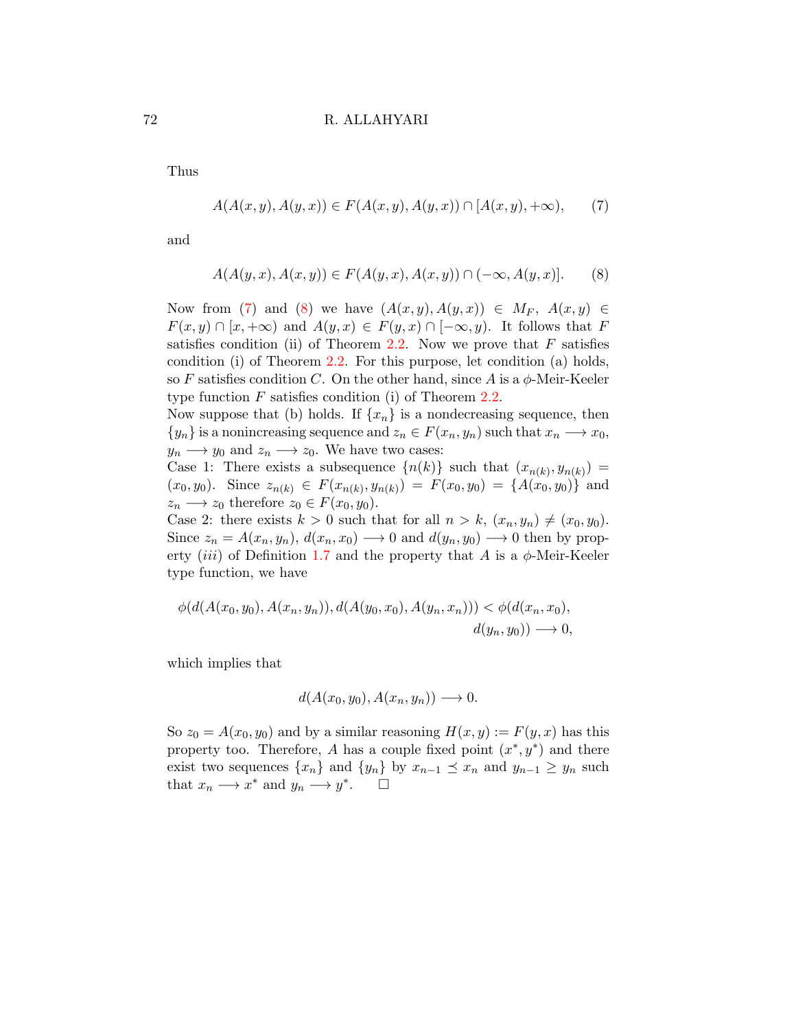Thus

$$A(A(x,y),A(y,x)) \in F(A(x,y),A(y,x)) \cap [A(x,y),+\infty), \tag{7}$$

and

$$A(A(y,x),A(x,y)) \in F(A(y,x),A(x,y)) \cap (-\infty,A(y,x)]. \tag{8}$$

Now from (7) and (8) we have $(A(x,y),A(y,x)) \in M_F$, $A(x,y) \in F(x,y) \cap [x,+\infty)$ and $A(y,x) \in F(y,x) \cap [-\infty,y)$. It follows that $F$ satisfies condition (ii) of Theorem 2.2. Now we prove that $F$ satisfies condition (i) of Theorem 2.2. For this purpose, let condition (a) holds, so $F$ satisfies condition $C$. On the other hand, since $A$ is a $\phi$-Meir-Keeler type function $F$ satisfies condition (i) of Theorem 2.2.

Now suppose that (b) holds. If $\{x_n\}$ is a nondecreasing sequence, then $\{y_n\}$ is a nonincreasing sequence and $z_n \in F(x_n,y_n)$ such that $x_n \longrightarrow x_0$, $y_n \longrightarrow y_0$ and $z_n \longrightarrow z_0$. We have two cases:

Case 1: There exists a subsequence $\{n(k)\}$ such that $(x_{n(k)},y_{n(k)}) = (x_0,y_0)$. Since $z_{n(k)} \in F(x_{n(k)},y_{n(k)}) = F(x_0,y_0) = \{A(x_0,y_0)\}$ and $z_n \longrightarrow z_0$ therefore $z_0 \in F(x_0,y_0)$.

Case 2: there exists $k > 0$ such that for all $n > k$, $(x_n,y_n) \neq (x_0,y_0)$. Since $z_n = A(x_n,y_n)$, $d(x_n,x_0) \longrightarrow 0$ and $d(y_n,y_0) \longrightarrow 0$ then by property $(iii)$ of Definition 1.7 and the property that $A$ is a $\phi$-Meir-Keeler type function, we have

$$\phi(d(A(x_0,y_0),A(x_n,y_n)),d(A(y_0,x_0),A(y_n,x_n))) < \phi(d(x_n,x_0), d(y_n,y_0)) \longrightarrow 0,$$

which implies that

$$d(A(x_0,y_0),A(x_n,y_n)) \longrightarrow 0.$$

So $z_0 = A(x_0,y_0)$ and by a similar reasoning $H(x,y) := F(y,x)$ has this property too. Therefore, $A$ has a couple fixed point $(x^*,y^*)$ and there exist two sequences $\{x_n\}$ and $\{y_n\}$ by $x_{n-1} \preceq x_n$ and $y_{n-1} \geq y_n$ such that $x_n \longrightarrow x^*$ and $y_n \longrightarrow y^*$. $\square$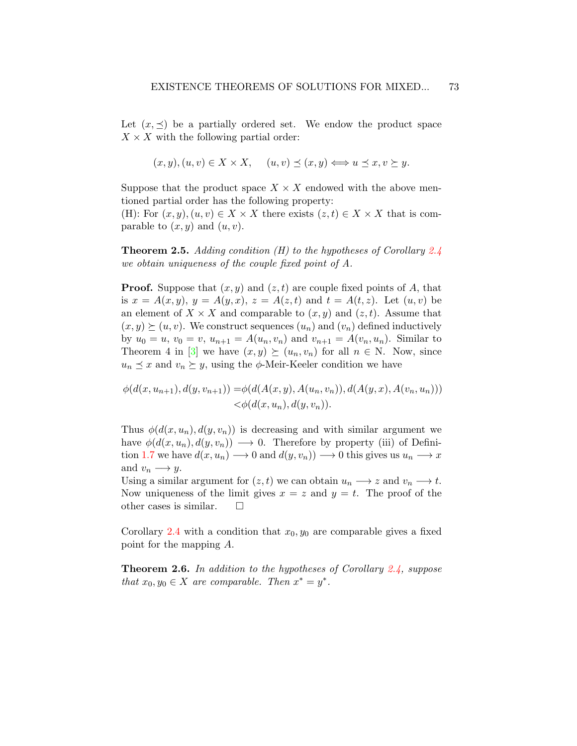Let $(x, \preceq)$ be a partially ordered set. We endow the product space $X \times X$ with the following partial order:

$$(x, y), (u, v) \in X \times X, \quad (u, v) \preceq (x, y) \Longleftrightarrow u \preceq x, v \succeq y.$$

Suppose that the product space $X \times X$ endowed with the above mentioned partial order has the following property:
(H): For $(x, y), (u, v) \in X \times X$ there exists $(z, t) \in X \times X$ that is comparable to $(x, y)$ and $(u, v)$.

**Theorem 2.5.** *Adding condition (H) to the hypotheses of Corollary 2.4 we obtain uniqueness of the couple fixed point of $A$.*

**Proof.** Suppose that $(x, y)$ and $(z, t)$ are couple fixed points of $A$, that is $x = A(x, y)$, $y = A(y, x)$, $z = A(z, t)$ and $t = A(t, z)$. Let $(u, v)$ be an element of $X \times X$ and comparable to $(x, y)$ and $(z, t)$. Assume that $(x, y) \succeq (u, v)$. We construct sequences $(u_n)$ and $(v_n)$ defined inductively by $u_0 = u$, $v_0 = v$, $u_{n+1} = A(u_n, v_n)$ and $v_{n+1} = A(v_n, u_n)$. Similar to Theorem 4 in [3] we have $(x, y) \succeq (u_n, v_n)$ for all $n \in$ N. Now, since $u_n \preceq x$ and $v_n \succeq y$, using the $\phi$-Meir-Keeler condition we have

$$\begin{aligned}
\phi(d(x, u_{n+1}), d(y, v_{n+1})) =& \phi(d(A(x, y), A(u_n, v_n)), d(A(y, x), A(v_n, u_n))) \\
<& \phi(d(x, u_n), d(y, v_n)).
\end{aligned}$$

Thus $\phi(d(x, u_n), d(y, v_n))$ is decreasing and with similar argument we have $\phi(d(x, u_n), d(y, v_n)) \longrightarrow 0$. Therefore by property (iii) of Definition 1.7 we have $d(x, u_n) \longrightarrow 0$ and $d(y, v_n)) \longrightarrow 0$ this gives us $u_n \longrightarrow x$ and $v_n \longrightarrow y$.
Using a similar argument for $(z, t)$ we can obtain $u_n \longrightarrow z$ and $v_n \longrightarrow t$. Now uniqueness of the limit gives $x = z$ and $y = t$. The proof of the other cases is similar. $\square$

Corollary 2.4 with a condition that $x_0, y_0$ are comparable gives a fixed point for the mapping $A$.

**Theorem 2.6.** *In addition to the hypotheses of Corollary 2.4, suppose that $x_0, y_0 \in X$ are comparable. Then $x^* = y^*$.*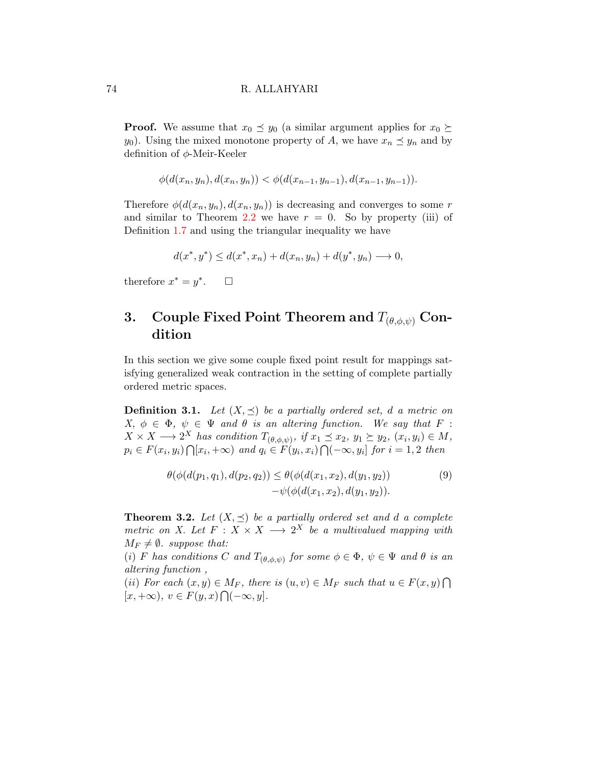**Proof.** We assume that $x_0 \preceq y_0$ (a similar argument applies for $x_0 \succeq y_0$). Using the mixed monotone property of $A$, we have $x_n \preceq y_n$ and by definition of $\phi$-Meir-Keeler

$$\phi(d(x_n, y_n), d(x_n, y_n)) < \phi(d(x_{n-1}, y_{n-1}), d(x_{n-1}, y_{n-1})).$$

Therefore $\phi(d(x_n, y_n), d(x_n, y_n))$ is decreasing and converges to some $r$ and similar to Theorem 2.2 we have $r = 0$. So by property (iii) of Definition 1.7 and using the triangular inequality we have

$$d(x^*, y^*) \leq d(x^*, x_n) + d(x_n, y_n) + d(y^*, y_n) \longrightarrow 0,$$

therefore $x^* = y^*$. $\square$

## 3. Couple Fixed Point Theorem and $T_{(\theta,\phi,\psi)}$ Condition

In this section we give some couple fixed point result for mappings satisfying generalized weak contraction in the setting of complete partially ordered metric spaces.

**Definition 3.1.** *Let $(X, \preceq)$ be a partially ordered set, $d$ a metric on $X$, $\phi \in \Phi$, $\psi \in \Psi$ and $\theta$ is an altering function. We say that $F : X \times X \longrightarrow 2^X$ has condition $T_{(\theta,\phi,\psi)}$, if $x_1 \preceq x_2$, $y_1 \succeq y_2$, $(x_i, y_i) \in M$, $p_i \in F(x_i, y_i) \bigcap [x_i, +\infty)$ and $q_i \in F(y_i, x_i) \bigcap (-\infty, y_i]$ for $i = 1, 2$ then*

$$\theta(\phi(d(p_1, q_1), d(p_2, q_2)) \leq \theta(\phi(d(x_1, x_2), d(y_1, y_2)) \\ -\psi(\phi(d(x_1, x_2), d(y_1, y_2)). \tag{9}$$

**Theorem 3.2.** *Let $(X, \preceq)$ be a partially ordered set and $d$ a complete metric on $X$. Let $F : X \times X \longrightarrow 2^X$ be a multivalued mapping with $M_F \neq \emptyset$. suppose that:*
*(i) $F$ has conditions $C$ and $T_{(\theta,\phi,\psi)}$ for some $\phi \in \Phi$, $\psi \in \Psi$ and $\theta$ is an altering function ,*
*(ii) For each $(x, y) \in M_F$, there is $(u, v) \in M_F$ such that $u \in F(x, y) \bigcap [x, +\infty)$, $v \in F(y, x) \bigcap (-\infty, y]$.*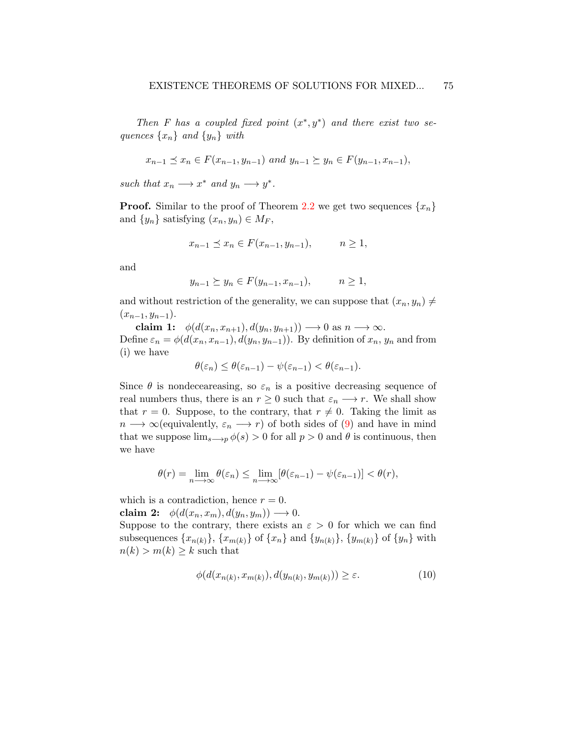*Then $F$ has a coupled fixed point $(x^*, y^*)$ and there exist two sequences $\{x_n\}$ and $\{y_n\}$ with*

$$x_{n-1} \preceq x_n \in F(x_{n-1}, y_{n-1}) \text{ and } y_{n-1} \succeq y_n \in F(y_{n-1}, x_{n-1}),$$

*such that $x_n \longrightarrow x^*$ and $y_n \longrightarrow y^*$.*

**Proof.** Similar to the proof of Theorem 2.2 we get two sequences $\{x_n\}$ and $\{y_n\}$ satisfying $(x_n, y_n) \in M_F$,

$$x_{n-1} \preceq x_n \in F(x_{n-1}, y_{n-1}), \qquad n \geq 1,$$

and

$$y_{n-1} \succeq y_n \in F(y_{n-1}, x_{n-1}), \qquad n \geq 1,$$

and without restriction of the generality, we can suppose that $(x_n, y_n) \neq (x_{n-1}, y_{n-1})$.

**claim 1:** $\phi(d(x_n, x_{n+1}), d(y_n, y_{n+1})) \longrightarrow 0$ as $n \longrightarrow \infty$.
Define $\varepsilon_n = \phi(d(x_n, x_{n-1}), d(y_n, y_{n-1}))$. By definition of $x_n$, $y_n$ and from (i) we have

$$\theta(\varepsilon_n) \leq \theta(\varepsilon_{n-1}) - \psi(\varepsilon_{n-1}) < \theta(\varepsilon_{n-1}).$$

Since $\theta$ is nondeceareasing, so $\varepsilon_n$ is a positive decreasing sequence of real numbers thus, there is an $r \geq 0$ such that $\varepsilon_n \longrightarrow r$. We shall show that $r = 0$. Suppose, to the contrary, that $r \neq 0$. Taking the limit as $n \longrightarrow \infty$(equivalently, $\varepsilon_n \longrightarrow r$) of both sides of (9) and have in mind that we suppose $\lim_{s \longrightarrow p} \phi(s) > 0$ for all $p > 0$ and $\theta$ is continuous, then we have

$$\theta(r) = \lim_{n \longrightarrow \infty} \theta(\varepsilon_n) \leq \lim_{n \longrightarrow \infty} [\theta(\varepsilon_{n-1}) - \psi(\varepsilon_{n-1})] < \theta(r),$$

which is a contradiction, hence $r = 0$.

**claim 2:** $\phi(d(x_n, x_m), d(y_n, y_m)) \longrightarrow 0$.
Suppose to the contrary, there exists an $\varepsilon > 0$ for which we can find subsequences $\{x_{n(k)}\}$, $\{x_{m(k)}\}$ of $\{x_n\}$ and $\{y_{n(k)}\}$, $\{y_{m(k)}\}$ of $\{y_n\}$ with $n(k) > m(k) \geq k$ such that

$$\phi(d(x_{n(k)}, x_{m(k)}), d(y_{n(k)}, y_{m(k)})) \geq \varepsilon. \tag{10}$$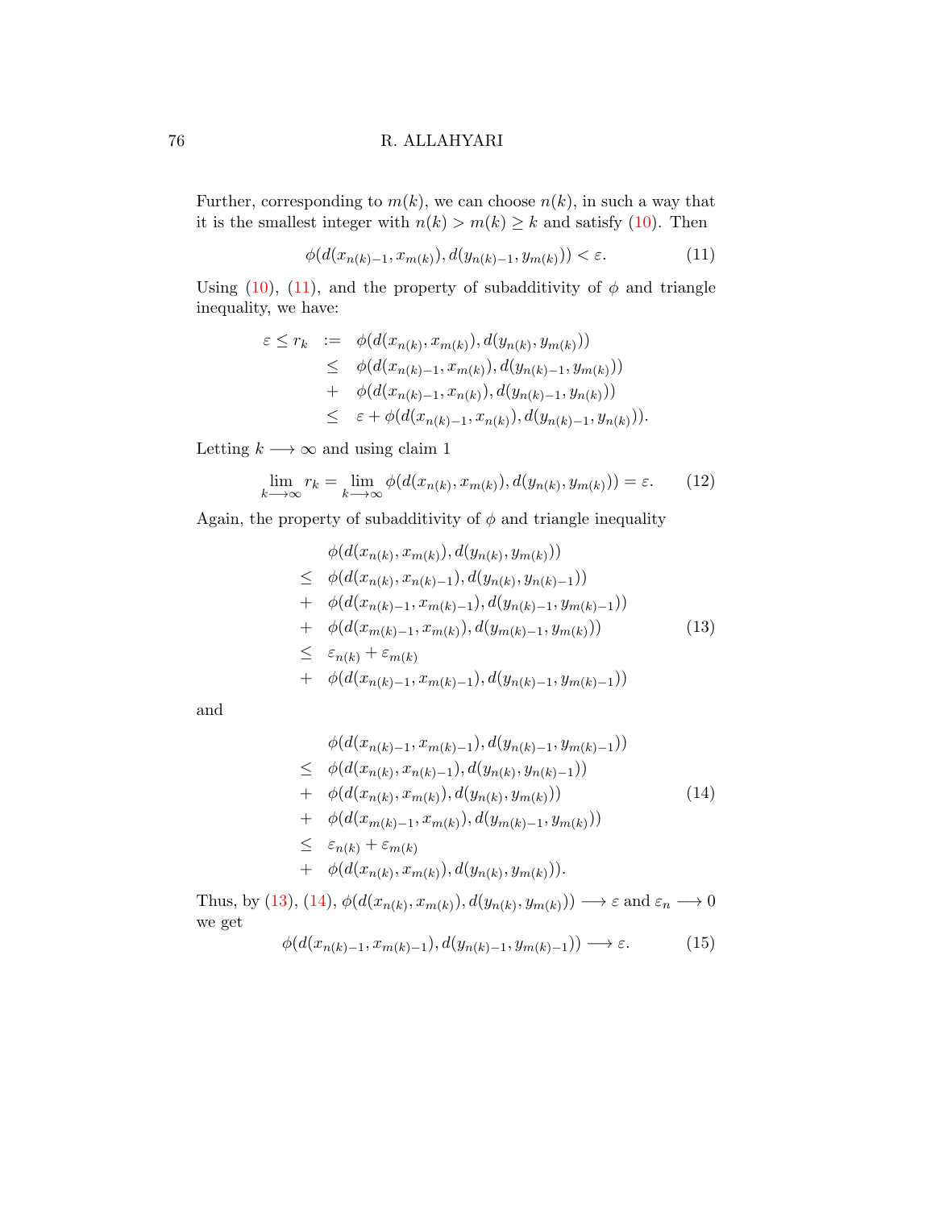Further, corresponding to $m(k)$, we can choose $n(k)$, in such a way that it is the smallest integer with $n(k) > m(k) \geq k$ and satisfy (10). Then

$$\phi(d(x_{n(k)-1}, x_{m(k)}), d(y_{n(k)-1}, y_{m(k)})) < \varepsilon. \tag{11}$$

Using (10), (11), and the property of subadditivity of $\phi$ and triangle inequality, we have:

$$\begin{aligned}
\varepsilon \leq r_k &:= \phi(d(x_{n(k)}, x_{m(k)}), d(y_{n(k)}, y_{m(k)})) \\
&\leq \phi(d(x_{n(k)-1}, x_{m(k)}), d(y_{n(k)-1}, y_{m(k)})) \\
&+ \phi(d(x_{n(k)-1}, x_{n(k)}), d(y_{n(k)-1}, y_{n(k)})) \\
&\leq \varepsilon + \phi(d(x_{n(k)-1}, x_{n(k)}), d(y_{n(k)-1}, y_{n(k)})).
\end{aligned}$$

Letting $k \longrightarrow \infty$ and using claim 1

$$\lim_{k \longrightarrow \infty} r_k = \lim_{k \longrightarrow \infty} \phi(d(x_{n(k)}, x_{m(k)}), d(y_{n(k)}, y_{m(k)})) = \varepsilon. \tag{12}$$

Again, the property of subadditivity of $\phi$ and triangle inequality

$$\begin{aligned}
& \phi(d(x_{n(k)}, x_{m(k)}), d(y_{n(k)}, y_{m(k)})) \\
\leq\ & \phi(d(x_{n(k)}, x_{n(k)-1}), d(y_{n(k)}, y_{n(k)-1})) \\
+\ & \phi(d(x_{n(k)-1}, x_{m(k)-1}), d(y_{n(k)-1}, y_{m(k)-1})) \\
+\ & \phi(d(x_{m(k)-1}, x_{m(k)}), d(y_{m(k)-1}, y_{m(k)})) \\
\leq\ & \varepsilon_{n(k)} + \varepsilon_{m(k)} \\
+\ & \phi(d(x_{n(k)-1}, x_{m(k)-1}), d(y_{n(k)-1}, y_{m(k)-1}))
\end{aligned} \tag{13}$$

and

$$\begin{aligned}
& \phi(d(x_{n(k)-1}, x_{m(k)-1}), d(y_{n(k)-1}, y_{m(k)-1})) \\
\leq\ & \phi(d(x_{n(k)}, x_{n(k)-1}), d(y_{n(k)}, y_{n(k)-1})) \\
+\ & \phi(d(x_{n(k)}, x_{m(k)}), d(y_{n(k)}, y_{m(k)})) \\
+\ & \phi(d(x_{m(k)-1}, x_{m(k)}), d(y_{m(k)-1}, y_{m(k)})) \\
\leq\ & \varepsilon_{n(k)} + \varepsilon_{m(k)} \\
+\ & \phi(d(x_{n(k)}, x_{m(k)}), d(y_{n(k)}, y_{m(k)})).
\end{aligned} \tag{14}$$

Thus, by (13), (14), $\phi(d(x_{n(k)}, x_{m(k)}), d(y_{n(k)}, y_{m(k)})) \longrightarrow \varepsilon$ and $\varepsilon_n \longrightarrow 0$ we get

$$\phi(d(x_{n(k)-1}, x_{m(k)-1}), d(y_{n(k)-1}, y_{m(k)-1})) \longrightarrow \varepsilon. \tag{15}$$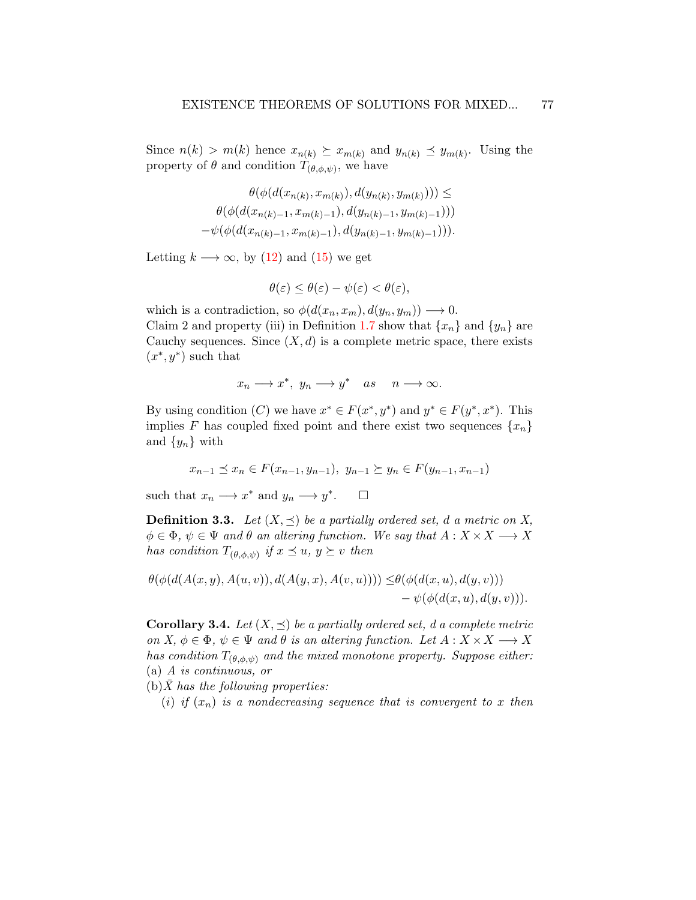Since $n(k) > m(k)$ hence $x_{n(k)} \succeq x_{m(k)}$ and $y_{n(k)} \preceq y_{m(k)}$. Using the property of $\theta$ and condition $T_{(\theta,\phi,\psi)}$, we have

$$\begin{aligned}
&\theta(\phi(d(x_{n(k)}, x_{m(k)}), d(y_{n(k)}, y_{m(k)}))) \leq \\
&\theta(\phi(d(x_{n(k)-1}, x_{m(k)-1}), d(y_{n(k)-1}, y_{m(k)-1}))) \\
&-\psi(\phi(d(x_{n(k)-1}, x_{m(k)-1}), d(y_{n(k)-1}, y_{m(k)-1}))).
\end{aligned}$$

Letting $k \longrightarrow \infty$, by (12) and (15) we get

$$\theta(\varepsilon) \leq \theta(\varepsilon) - \psi(\varepsilon) < \theta(\varepsilon),$$

which is a contradiction, so $\phi(d(x_n, x_m), d(y_n, y_m)) \longrightarrow 0$.
Claim 2 and property (iii) in Definition 1.7 show that $\{x_n\}$ and $\{y_n\}$ are Cauchy sequences. Since $(X, d)$ is a complete metric space, there exists $(x^*, y^*)$ such that

$$x_n \longrightarrow x^*, \ y_n \longrightarrow y^* \quad as \quad n \longrightarrow \infty.$$

By using condition $(C)$ we have $x^* \in F(x^*, y^*)$ and $y^* \in F(y^*, x^*)$. This implies $F$ has coupled fixed point and there exist two sequences $\{x_n\}$ and $\{y_n\}$ with

$$x_{n-1} \preceq x_n \in F(x_{n-1}, y_{n-1}), \ y_{n-1} \succeq y_n \in F(y_{n-1}, x_{n-1})$$

such that $x_n \longrightarrow x^*$ and $y_n \longrightarrow y^*$. $\square$

**Definition 3.3.** *Let $(X, \preceq)$ be a partially ordered set, $d$ a metric on $X$, $\phi \in \Phi$, $\psi \in \Psi$ and $\theta$ an altering function. We say that $A : X \times X \longrightarrow X$ has condition $T_{(\theta,\phi,\psi)}$ if $x \preceq u$, $y \succeq v$ then*

$$\begin{aligned}
\theta(\phi(d(A(x,y), A(u,v)), d(A(y,x), A(v,u)))) \leq &\theta(\phi(d(x,u), d(y,v))) \\
&- \psi(\phi(d(x,u), d(y,v))).
\end{aligned}$$

**Corollary 3.4.** *Let $(X, \preceq)$ be a partially ordered set, $d$ a complete metric on $X$, $\phi \in \Phi$, $\psi \in \Psi$ and $\theta$ is an altering function. Let $A : X \times X \longrightarrow X$ has condition $T_{(\theta,\phi,\psi)}$ and the mixed monotone property. Suppose either:*
(a) *$A$ is continuous, or*
(b)*$\bar{X}$ has the following properties:*
  (*i*) *if $(x_n)$ is a nondecreasing sequence that is convergent to $x$ then*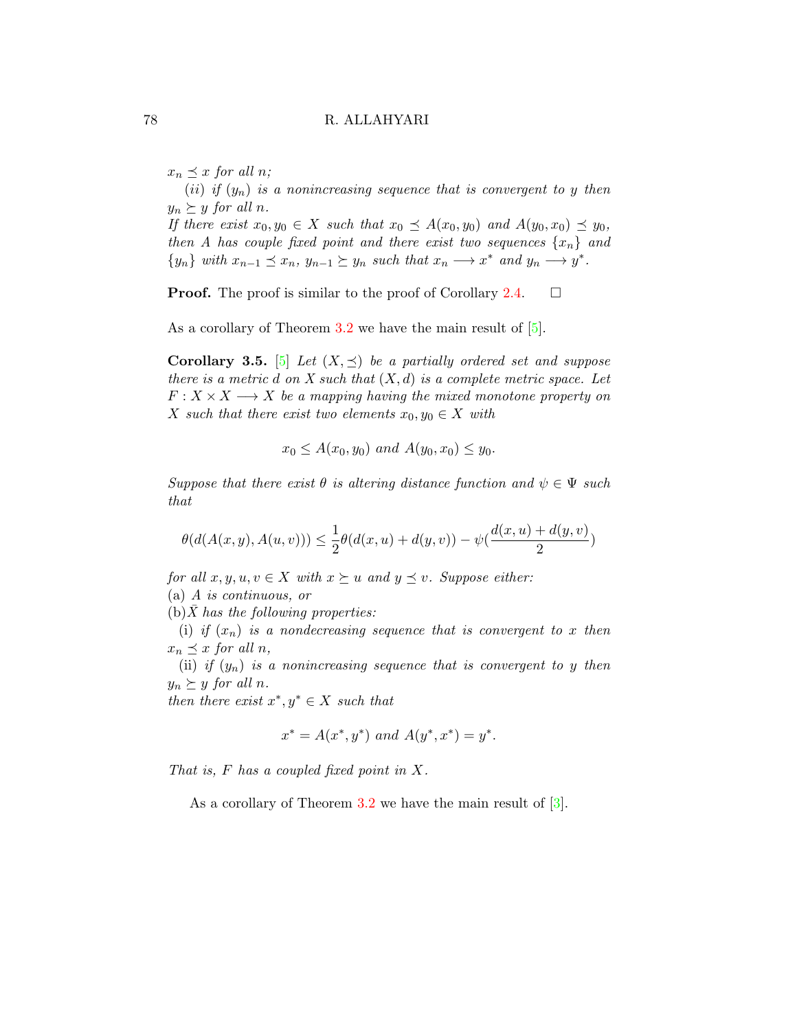$x_n \preceq x$ for all $n$;

(*ii*) *if* $(y_n)$ *is a nonincreasing sequence that is convergent to* $y$ *then* $y_n \succeq y$ *for all* $n$.
*If there exist* $x_0, y_0 \in X$ *such that* $x_0 \preceq A(x_0, y_0)$ *and* $A(y_0, x_0) \preceq y_0$, *then* $A$ *has couple fixed point and there exist two sequences* $\{x_n\}$ *and* $\{y_n\}$ *with* $x_{n-1} \preceq x_n$, $y_{n-1} \succeq y_n$ *such that* $x_n \longrightarrow x^*$ *and* $y_n \longrightarrow y^*$.

**Proof.** The proof is similar to the proof of Corollary 2.4. □

As a corollary of Theorem 3.2 we have the main result of [5].

**Corollary 3.5.** [5] *Let* $(X, \preceq)$ *be a partially ordered set and suppose there is a metric* $d$ *on* $X$ *such that* $(X, d)$ *is a complete metric space. Let* $F : X \times X \longrightarrow X$ *be a mapping having the mixed monotone property on* $X$ *such that there exist two elements* $x_0, y_0 \in X$ *with*

$$x_0 \leq A(x_0, y_0) \text{ and } A(y_0, x_0) \leq y_0.$$

*Suppose that there exist* $\theta$ *is altering distance function and* $\psi \in \Psi$ *such that*

$$\theta(d(A(x, y), A(u, v))) \leq \frac{1}{2}\theta(d(x, u) + d(y, v)) - \psi(\frac{d(x, u) + d(y, v)}{2})$$

*for all* $x, y, u, v \in X$ *with* $x \succeq u$ *and* $y \preceq v$. *Suppose either:*
(a) $A$ *is continuous, or*
(b)$\bar{X}$ *has the following properties:*

(i) *if* $(x_n)$ *is a nondecreasing sequence that is convergent to* $x$ *then* $x_n \preceq x$ *for all* $n$,

(ii) *if* $(y_n)$ *is a nonincreasing sequence that is convergent to* $y$ *then* $y_n \succeq y$ *for all* $n$.
*then there exist* $x^*, y^* \in X$ *such that*

$$x^* = A(x^*, y^*) \text{ and } A(y^*, x^*) = y^*.$$

*That is,* $F$ *has a coupled fixed point in* $X$.

As a corollary of Theorem 3.2 we have the main result of [3].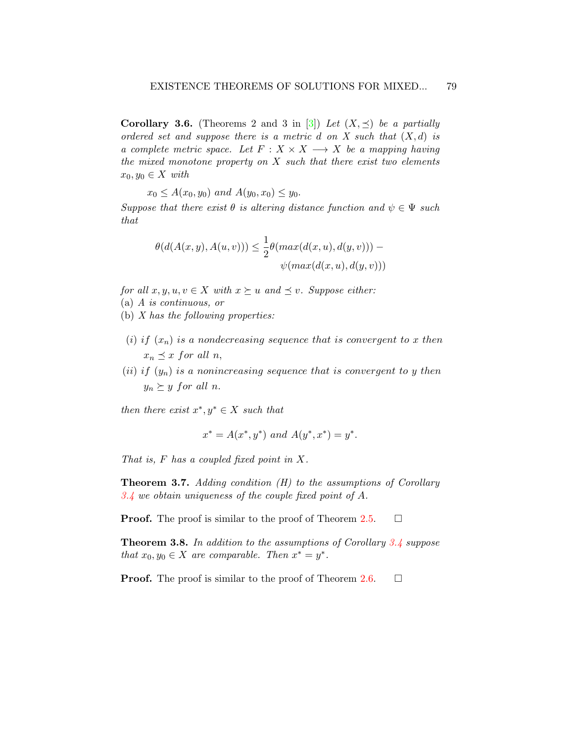**Corollary 3.6.** (Theorems 2 and 3 in [3]) *Let $(X, \preceq)$ be a partially ordered set and suppose there is a metric $d$ on $X$ such that $(X, d)$ is a complete metric space. Let $F : X \times X \longrightarrow X$ be a mapping having the mixed monotone property on $X$ such that there exist two elements $x_0, y_0 \in X$ with*

$$x_0 \leq A(x_0, y_0) \text{ and } A(y_0, x_0) \leq y_0.$$

*Suppose that there exist $\theta$ is altering distance function and $\psi \in \Psi$ such that*

$$\theta(d(A(x,y), A(u,v))) \leq \frac{1}{2}\theta(max(d(x,u), d(y,v))) - \psi(max(d(x,u), d(y,v)))$$

*for all $x, y, u, v \in X$ with $x \succeq u$ and $\preceq v$. Suppose either:*
(a) *$A$ is continuous, or*
(b) *$X$ has the following properties:*

- (i) *if $(x_n)$ is a nondecreasing sequence that is convergent to $x$ then $x_n \preceq x$ for all $n$,*
- (ii) *if $(y_n)$ is a nonincreasing sequence that is convergent to $y$ then $y_n \succeq y$ for all $n$.*

*then there exist $x^*, y^* \in X$ such that*

$$x^* = A(x^*, y^*) \text{ and } A(y^*, x^*) = y^*.$$

*That is, $F$ has a coupled fixed point in $X$.*

**Theorem 3.7.** *Adding condition (H) to the assumptions of Corollary 3.4 we obtain uniqueness of the couple fixed point of $A$.*

**Proof.** The proof is similar to the proof of Theorem 2.5. □

**Theorem 3.8.** *In addition to the assumptions of Corollary 3.4 suppose that $x_0, y_0 \in X$ are comparable. Then $x^* = y^*$.*

**Proof.** The proof is similar to the proof of Theorem 2.6. □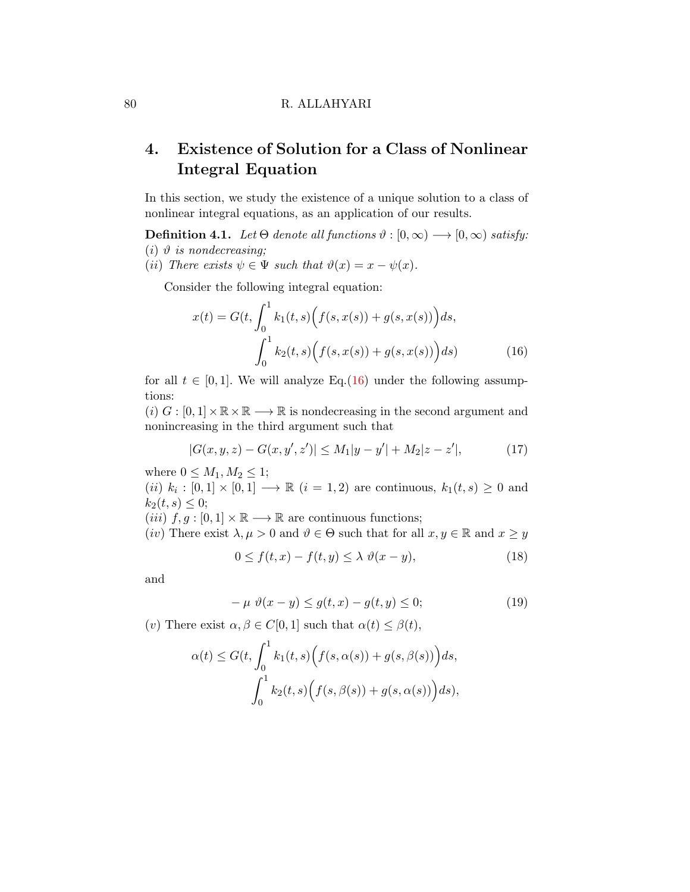## 4. Existence of Solution for a Class of Nonlinear Integral Equation

In this section, we study the existence of a unique solution to a class of nonlinear integral equations, as an application of our results.

**Definition 4.1.** *Let $\Theta$ denote all functions $\vartheta : [0, \infty) \longrightarrow [0, \infty)$ satisfy:*
*(i) $\vartheta$ is nondecreasing;*
*(ii) There exists $\psi \in \Psi$ such that $\vartheta(x) = x - \psi(x)$.*

Consider the following integral equation:

$$
\begin{aligned}
x(t) = G(t, &\int_0^1 k_1(t,s)\Big(f(s,x(s)) + g(s,x(s))\Big)ds, \\
&\int_0^1 k_2(t,s)\Big(f(s,x(s)) + g(s,x(s))\Big)ds)
\end{aligned} \tag{16}
$$

for all $t \in [0, 1]$. We will analyze Eq.(16) under the following assumptions:
$(i)$ $G : [0, 1] \times \mathbb{R} \times \mathbb{R} \longrightarrow \mathbb{R}$ is nondecreasing in the second argument and nonincreasing in the third argument such that

$$
|G(x, y, z) - G(x, y', z')| \leq M_1|y - y'| + M_2|z - z'|, \tag{17}
$$

where $0 \leq M_1, M_2 \leq 1$;
$(ii)$ $k_i : [0, 1] \times [0, 1] \longrightarrow \mathbb{R}$ $(i = 1, 2)$ are continuous, $k_1(t, s) \geq 0$ and $k_2(t, s) \leq 0$;
$(iii)$ $f, g : [0, 1] \times \mathbb{R} \longrightarrow \mathbb{R}$ are continuous functions;
$(iv)$ There exist $\lambda, \mu > 0$ and $\vartheta \in \Theta$ such that for all $x, y \in \mathbb{R}$ and $x \geq y$

$$
0 \leq f(t, x) - f(t, y) \leq \lambda \, \vartheta(x - y), \tag{18}
$$

and

$$
-\mu \, \vartheta(x - y) \leq g(t, x) - g(t, y) \leq 0; \tag{19}
$$

$(v)$ There exist $\alpha, \beta \in C[0, 1]$ such that $\alpha(t) \leq \beta(t)$,

$$
\begin{aligned}
\alpha(t) \leq G(t, &\int_0^1 k_1(t,s)\Big(f(s,\alpha(s)) + g(s,\beta(s))\Big)ds, \\
&\int_0^1 k_2(t,s)\Big(f(s,\beta(s)) + g(s,\alpha(s))\Big)ds),
\end{aligned}
$$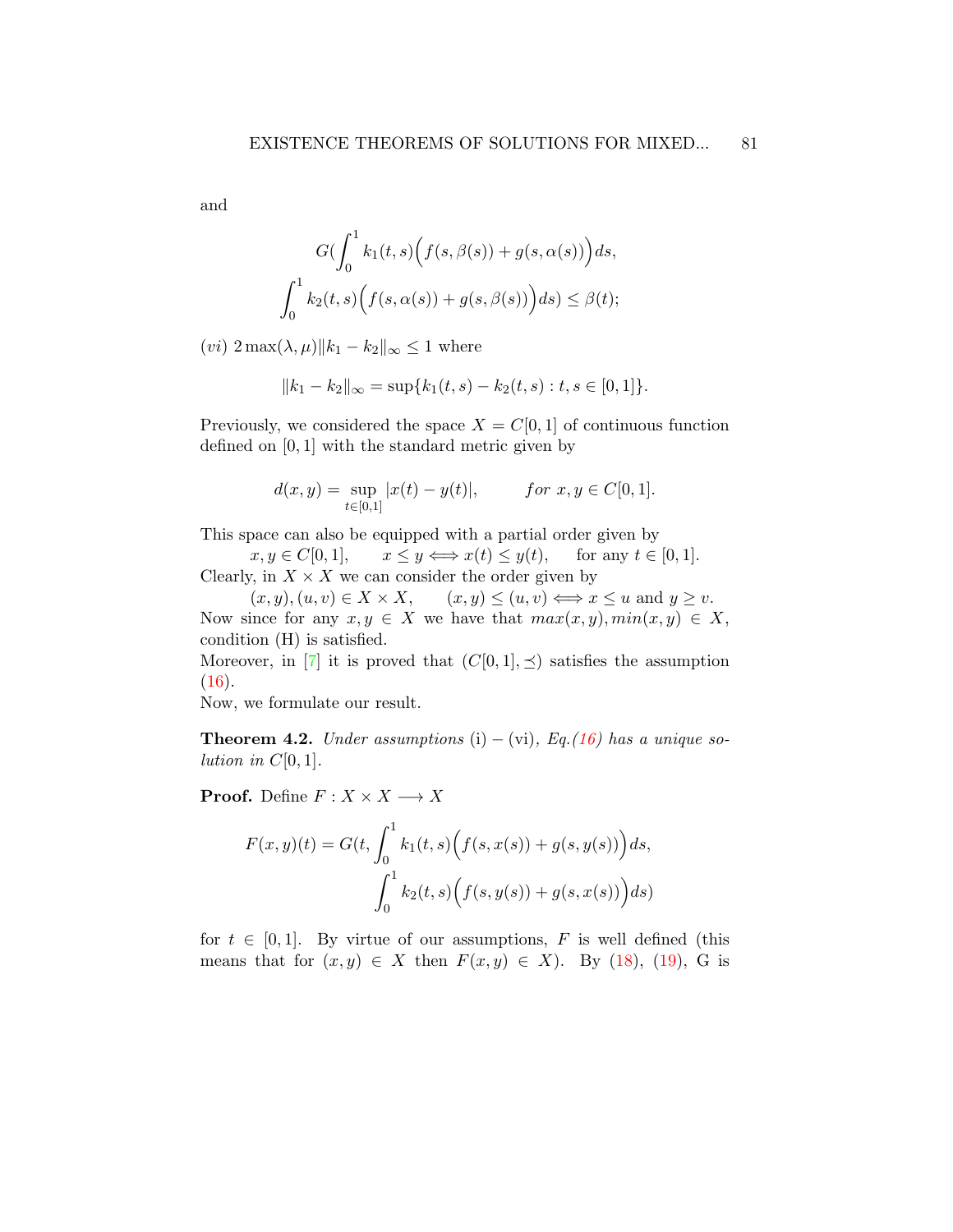and

$$G(\int_0^1 k_1(t,s)\Big(f(s,\beta(s))+g(s,\alpha(s))\Big)ds,$$
$$\int_0^1 k_2(t,s)\Big(f(s,\alpha(s))+g(s,\beta(s))\Big)ds) \le \beta(t);$$

$(vi)$ $2\max(\lambda,\mu)\|k_1-k_2\|_\infty \le 1$ where

$$\|k_1-k_2\|_\infty = \sup\{k_1(t,s)-k_2(t,s) : t,s\in[0,1]\}.$$

Previously, we considered the space $X = C[0,1]$ of continuous function defined on $[0,1]$ with the standard metric given by

$$d(x,y) = \sup_{t\in[0,1]} |x(t)-y(t)|, \qquad for\ x,y\in C[0,1].$$

This space can also be equipped with a partial order given by

$x,y\in C[0,1], \qquad x\le y \Longleftrightarrow x(t)\le y(t), \qquad$ for any $t\in[0,1]$.

Clearly, in $X\times X$ we can consider the order given by

$(x,y),(u,v)\in X\times X, \qquad (x,y)\le(u,v) \Longleftrightarrow x\le u$ and $y\ge v$.

Now since for any $x,y\in X$ we have that $max(x,y), min(x,y)\in X$, condition (H) is satisfied.

Moreover, in [7] it is proved that $(C[0,1],\preceq)$ satisfies the assumption (16).

Now, we formulate our result.

**Theorem 4.2.** *Under assumptions* (i) – (vi)*, Eq.(16) has a unique solution in* $C[0,1]$.

**Proof.** Define $F : X\times X \longrightarrow X$

$$F(x,y)(t) = G(t,\int_0^1 k_1(t,s)\Big(f(s,x(s))+g(s,y(s))\Big)ds,$$
$$\int_0^1 k_2(t,s)\Big(f(s,y(s))+g(s,x(s))\Big)ds)$$

for $t\in[0,1]$. By virtue of our assumptions, $F$ is well defined (this means that for $(x,y)\in X$ then $F(x,y)\in X$). By (18), (19), G is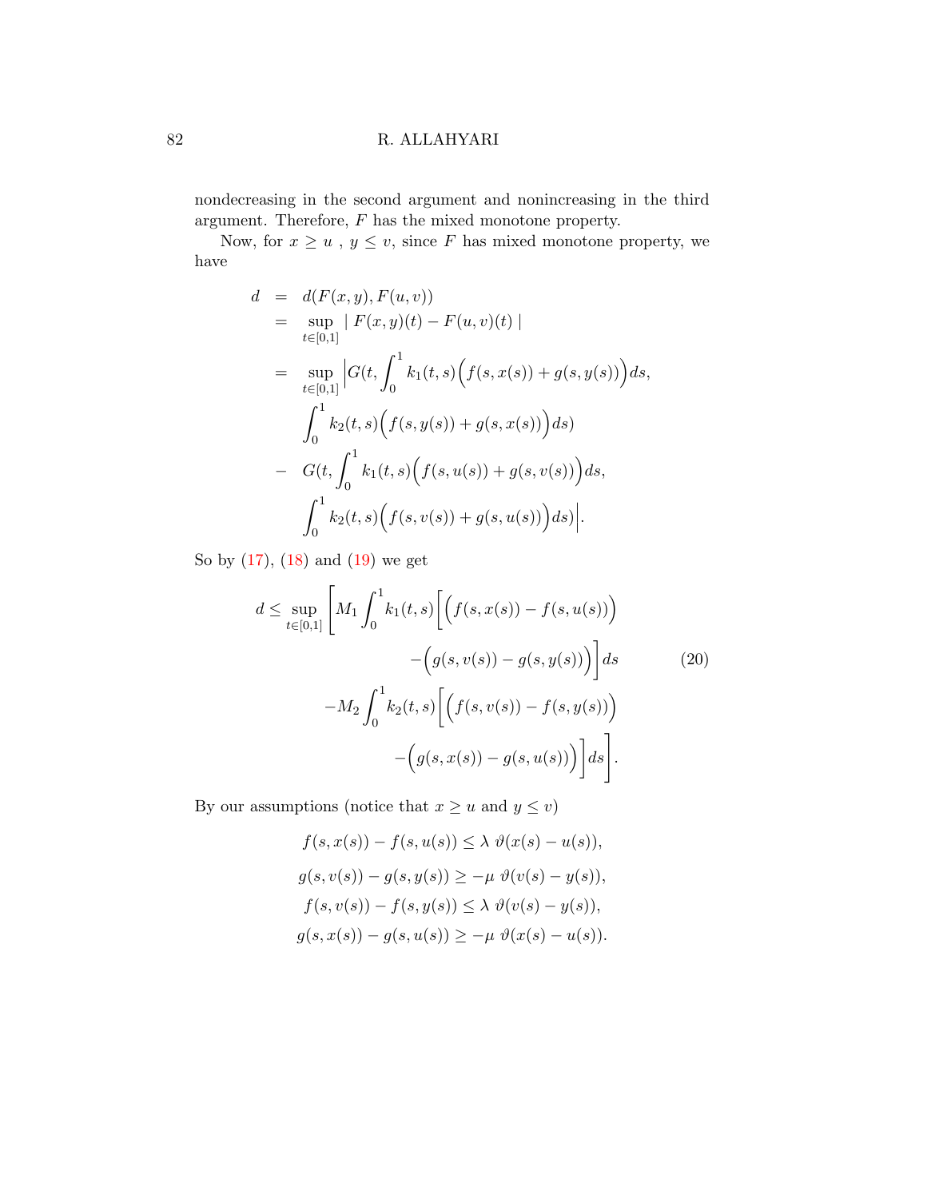nondecreasing in the second argument and nonincreasing in the third argument. Therefore, $F$ has the mixed monotone property.

Now, for $x \geq u$ , $y \leq v$, since $F$ has mixed monotone property, we have

$$
\begin{aligned}
d &= d(F(x,y), F(u,v)) \\
&= \sup_{t\in[0,1]} \mid F(x,y)(t) - F(u,v)(t) \mid \\
&= \sup_{t\in[0,1]} \Big| G(t, \int_0^1 k_1(t,s)\Big(f(s,x(s)) + g(s,y(s))\Big)ds, \\
&\qquad \int_0^1 k_2(t,s)\Big(f(s,y(s)) + g(s,x(s))\Big)ds) \\
&- \ G(t, \int_0^1 k_1(t,s)\Big(f(s,u(s)) + g(s,v(s))\Big)ds, \\
&\qquad \int_0^1 k_2(t,s)\Big(f(s,v(s)) + g(s,u(s))\Big)ds) \Big|.
\end{aligned}
$$

So by (17), (18) and (19) we get

$$
\begin{aligned}
d \leq \sup_{t\in[0,1]} \Bigg[ & M_1 \int_0^1 k_1(t,s) \Big[ \Big( f(s,x(s)) - f(s,u(s)) \Big) \\
& \qquad - \Big( g(s,v(s)) - g(s,y(s)) \Big) \Big] ds \\
& - M_2 \int_0^1 k_2(t,s) \Big[ \Big( f(s,v(s)) - f(s,y(s)) \Big) \\
& \qquad - \Big( g(s,x(s)) - g(s,u(s)) \Big) \Big] ds \Bigg].
\end{aligned} \tag{20}
$$

By our assumptions (notice that $x \geq u$ and $y \leq v$)

$$
\begin{gathered}
f(s,x(s)) - f(s,u(s)) \leq \lambda \ \vartheta(x(s) - u(s)), \\
g(s,v(s)) - g(s,y(s)) \geq -\mu \ \vartheta(v(s) - y(s)), \\
f(s,v(s)) - f(s,y(s)) \leq \lambda \ \vartheta(v(s) - y(s)), \\
g(s,x(s)) - g(s,u(s)) \geq -\mu \ \vartheta(x(s) - u(s)).
\end{gathered}
$$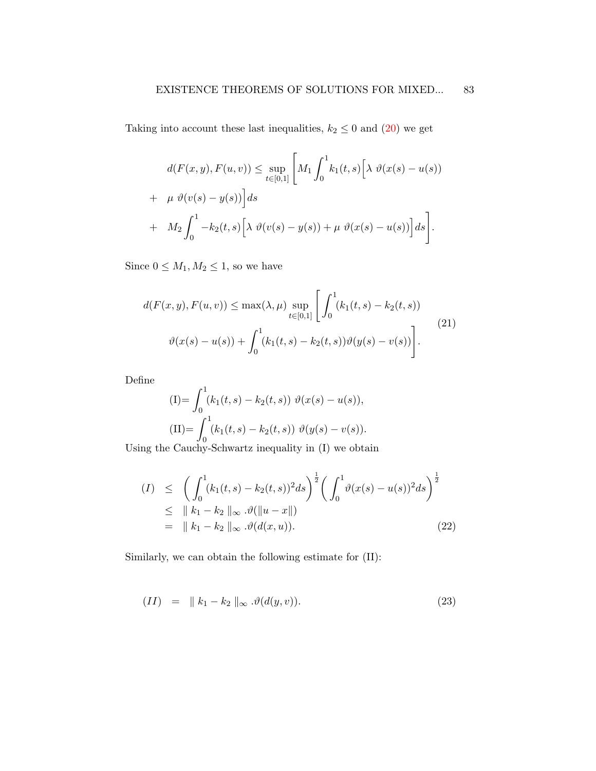Taking into account these last inequalities, $k_2 \leq 0$ and (20) we get

$$
\begin{aligned}
d(F(x,y),F(u,v)) &\leq \sup_{t\in[0,1]} \Bigg[ M_1 \int_0^1 k_1(t,s)\Big[\lambda\ \vartheta(x(s)-u(s)) \\
&+ \ \mu\ \vartheta(v(s)-y(s))\Big] ds \\
&+ \ M_2 \int_0^1 -k_2(t,s)\Big[\lambda\ \vartheta(v(s)-y(s)) + \mu\ \vartheta(x(s)-u(s))\Big] ds \Bigg].
\end{aligned}
$$

Since $0 \leq M_1, M_2 \leq 1$, so we have

$$
\begin{aligned}
d(F(x,y),F(u,v)) \leq \max(\lambda,\mu) \sup_{t\in[0,1]} \Bigg[ \int_0^1 (k_1(t,s)-k_2(t,s)) \\
\vartheta(x(s)-u(s)) + \int_0^1 (k_1(t,s)-k_2(t,s)) \vartheta(y(s)-v(s)) \Bigg].
\end{aligned}
\tag{21}
$$

Define

$$
\text{(I)} = \int_0^1 (k_1(t,s)-k_2(t,s))\ \vartheta(x(s)-u(s)),
$$

$$
\text{(II)} = \int_0^1 (k_1(t,s)-k_2(t,s))\ \vartheta(y(s)-v(s)).
$$

Using the Cauchy-Schwartz inequality in (I) we obtain

$$
\begin{aligned}
(I) &\leq \left( \int_0^1 (k_1(t,s)-k_2(t,s))^2 ds \right)^{\frac{1}{2}} \left( \int_0^1 \vartheta(x(s)-u(s))^2 ds \right)^{\frac{1}{2}} \\
&\leq \ \| k_1 - k_2 \|_\infty .\vartheta(\|u-x\|) \\
&= \ \| k_1 - k_2 \|_\infty .\vartheta(d(x,u)).
\end{aligned}
\tag{22}
$$

Similarly, we can obtain the following estimate for (II):

$$
(II) \ = \ \| k_1 - k_2 \|_\infty .\vartheta(d(y,v)). \tag{23}
$$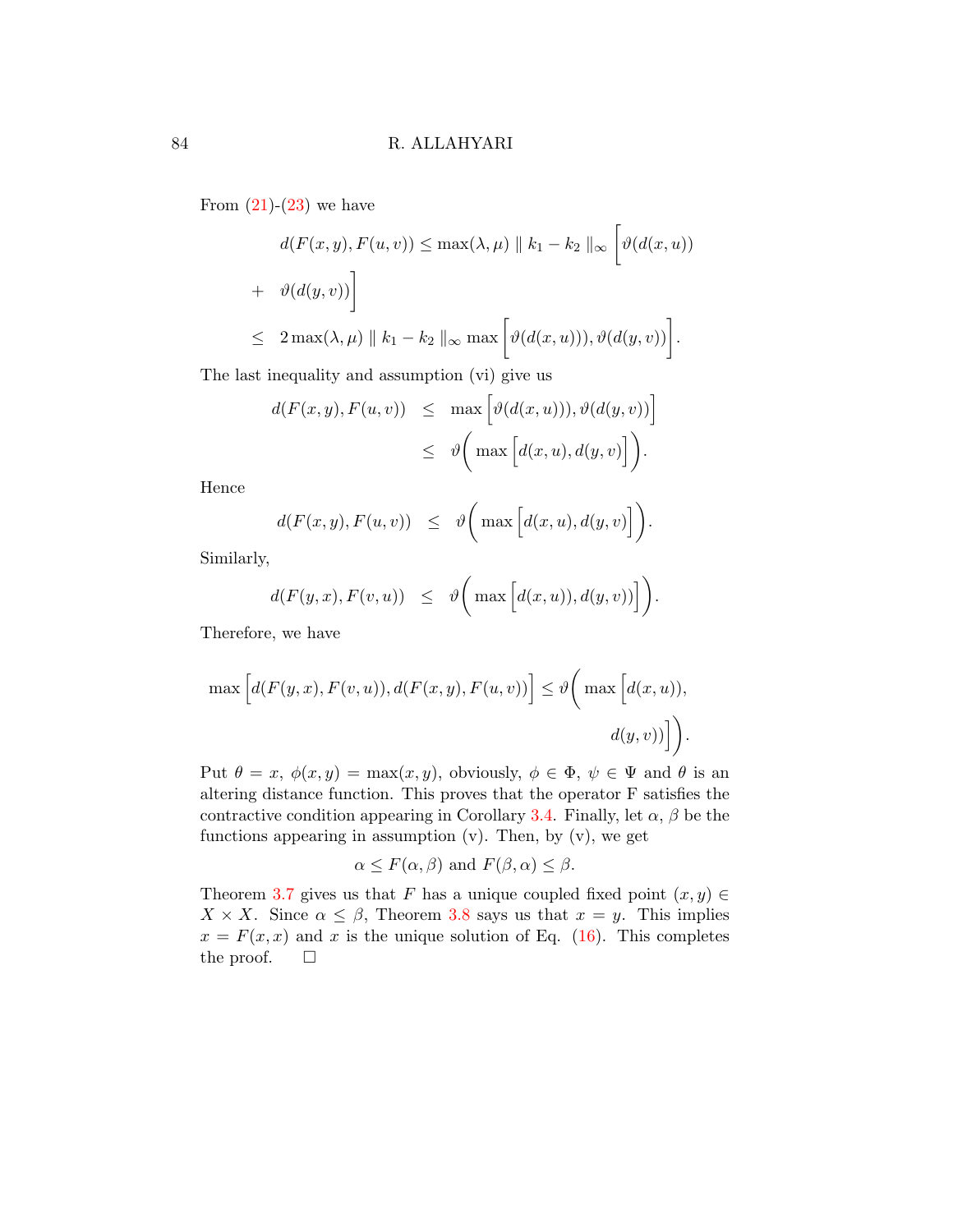From (21)-(23) we have

$$
\begin{aligned}
d(F(x,y),F(u,v)) &\leq \max(\lambda,\mu) \parallel k_1 - k_2 \parallel_\infty \Big[\vartheta(d(x,u)) \\
&+ \vartheta(d(y,v))\Big] \\
&\leq 2\max(\lambda,\mu) \parallel k_1 - k_2 \parallel_\infty \max\Big[\vartheta(d(x,u))), \vartheta(d(y,v))\Big].
\end{aligned}
$$

The last inequality and assumption (vi) give us

$$
\begin{aligned}
d(F(x,y),F(u,v)) &\leq \max\Big[\vartheta(d(x,u))), \vartheta(d(y,v))\Big] \\
&\leq \vartheta\Big(\max\Big[d(x,u), d(y,v)\Big]\Big).
\end{aligned}
$$

Hence

$$
d(F(x,y),F(u,v)) \leq \vartheta\Big(\max\Big[d(x,u), d(y,v)\Big]\Big).
$$

Similarly,

$$
d(F(y,x),F(v,u)) \leq \vartheta\Big(\max\Big[d(x,u)), d(y,v))\Big]\Big).
$$

Therefore, we have

$$
\max\Big[d(F(y,x),F(v,u)), d(F(x,y),F(u,v))\Big] \leq \vartheta\Big(\max\Big[d(x,u)), d(y,v))\Big]\Big).
$$

Put $\theta = x$, $\phi(x,y) = \max(x,y)$, obviously, $\phi \in \Phi$, $\psi \in \Psi$ and $\theta$ is an altering distance function. This proves that the operator F satisfies the contractive condition appearing in Corollary 3.4. Finally, let $\alpha$, $\beta$ be the functions appearing in assumption (v). Then, by (v), we get

$$
\alpha \leq F(\alpha,\beta) \text{ and } F(\beta,\alpha) \leq \beta.
$$

Theorem 3.7 gives us that $F$ has a unique coupled fixed point $(x,y) \in X \times X$. Since $\alpha \leq \beta$, Theorem 3.8 says us that $x = y$. This implies $x = F(x,x)$ and $x$ is the unique solution of Eq. (16). This completes the proof. $\square$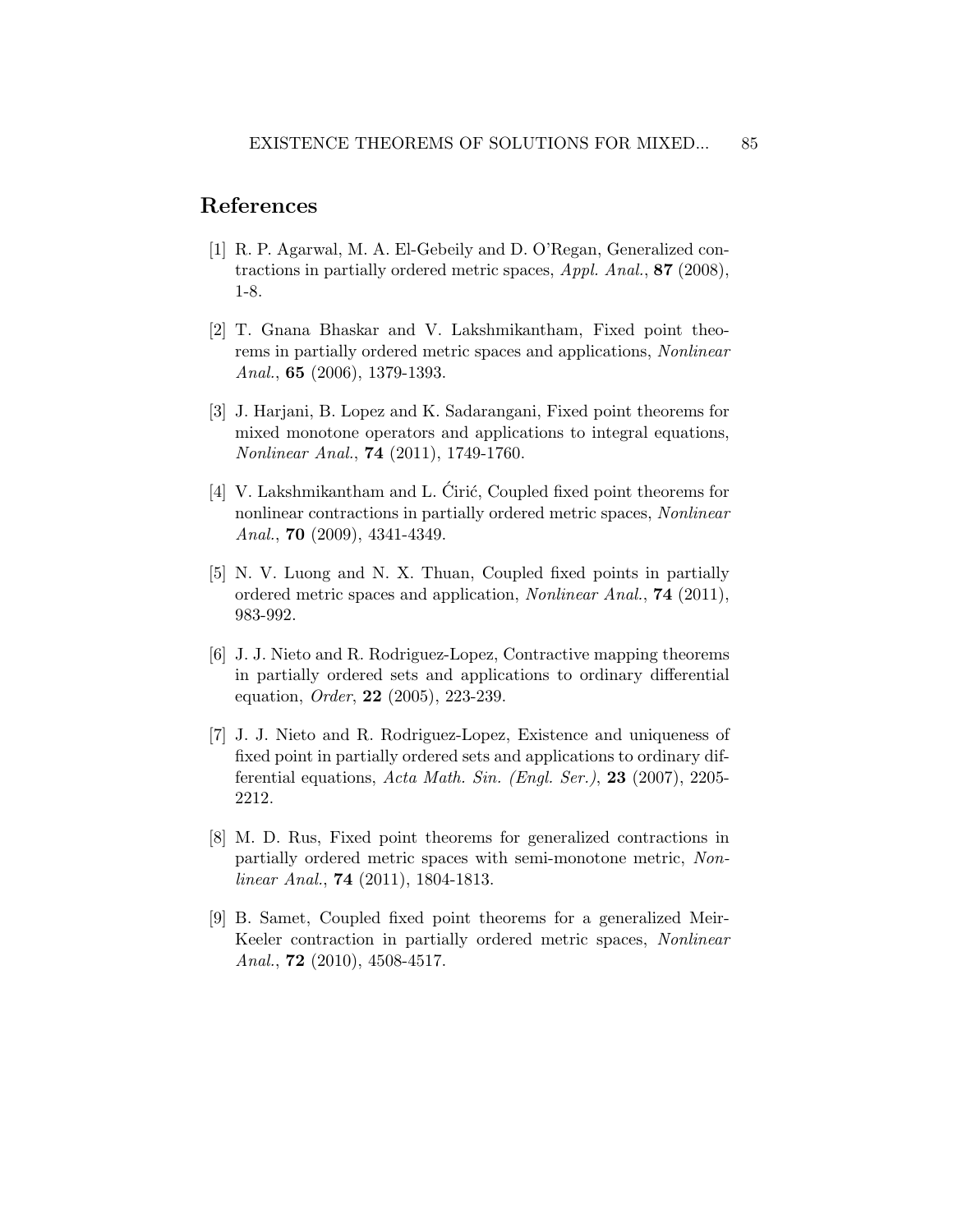## References

[1] R. P. Agarwal, M. A. El-Gebeily and D. O'Regan, Generalized contractions in partially ordered metric spaces, *Appl. Anal.*, **87** (2008), 1-8.

[2] T. Gnana Bhaskar and V. Lakshmikantham, Fixed point theorems in partially ordered metric spaces and applications, *Nonlinear Anal.*, **65** (2006), 1379-1393.

[3] J. Harjani, B. Lopez and K. Sadarangani, Fixed point theorems for mixed monotone operators and applications to integral equations, *Nonlinear Anal.*, **74** (2011), 1749-1760.

[4] V. Lakshmikantham and L. Ćirić, Coupled fixed point theorems for nonlinear contractions in partially ordered metric spaces, *Nonlinear Anal.*, **70** (2009), 4341-4349.

[5] N. V. Luong and N. X. Thuan, Coupled fixed points in partially ordered metric spaces and application, *Nonlinear Anal.*, **74** (2011), 983-992.

[6] J. J. Nieto and R. Rodriguez-Lopez, Contractive mapping theorems in partially ordered sets and applications to ordinary differential equation, *Order*, **22** (2005), 223-239.

[7] J. J. Nieto and R. Rodriguez-Lopez, Existence and uniqueness of fixed point in partially ordered sets and applications to ordinary differential equations, *Acta Math. Sin. (Engl. Ser.)*, **23** (2007), 2205-2212.

[8] M. D. Rus, Fixed point theorems for generalized contractions in partially ordered metric spaces with semi-monotone metric, *Nonlinear Anal.*, **74** (2011), 1804-1813.

[9] B. Samet, Coupled fixed point theorems for a generalized Meir-Keeler contraction in partially ordered metric spaces, *Nonlinear Anal.*, **72** (2010), 4508-4517.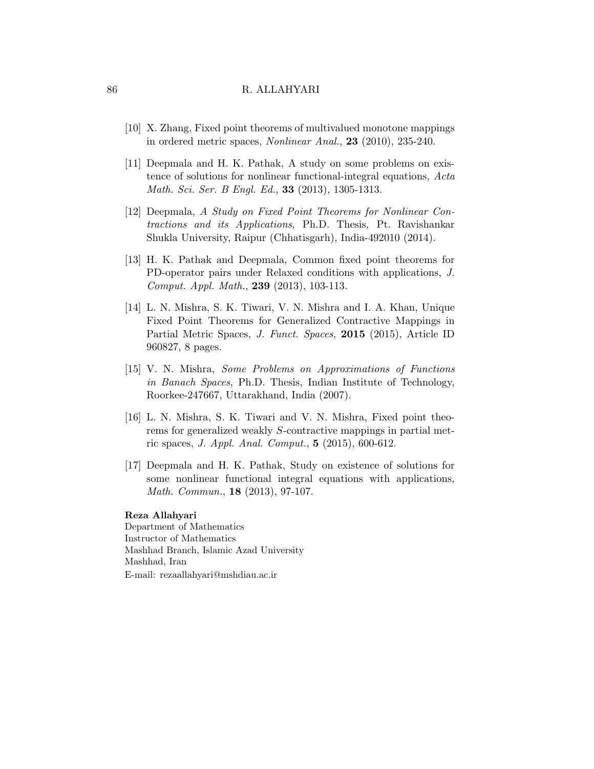[10] X. Zhang, Fixed point theorems of multivalued monotone mappings in ordered metric spaces, *Nonlinear Anal.*, **23** (2010), 235-240.

[11] Deepmala and H. K. Pathak, A study on some problems on existence of solutions for nonlinear functional-integral equations, *Acta Math. Sci. Ser. B Engl. Ed.*, **33** (2013), 1305-1313.

[12] Deepmala, *A Study on Fixed Point Theorems for Nonlinear Contractions and its Applications*, Ph.D. Thesis, Pt. Ravishankar Shukla University, Raipur (Chhatisgarh), India-492010 (2014).

[13] H. K. Pathak and Deepmala, Common fixed point theorems for PD-operator pairs under Relaxed conditions with applications, *J. Comput. Appl. Math.*, **239** (2013), 103-113.

[14] L. N. Mishra, S. K. Tiwari, V. N. Mishra and I. A. Khan, Unique Fixed Point Theorems for Generalized Contractive Mappings in Partial Metric Spaces, *J. Funct. Spaces*, **2015** (2015), Article ID 960827, 8 pages.

[15] V. N. Mishra, *Some Problems on Approximations of Functions in Banach Spaces*, Ph.D. Thesis, Indian Institute of Technology, Roorkee-247667, Uttarakhand, India (2007).

[16] L. N. Mishra, S. K. Tiwari and V. N. Mishra, Fixed point theorems for generalized weakly $S$-contractive mappings in partial metric spaces, *J. Appl. Anal. Comput.*, **5** (2015), 600-612.

[17] Deepmala and H. K. Pathak, Study on existence of solutions for some nonlinear functional integral equations with applications, *Math. Commun.*, **18** (2013), 97-107.

**Reza Allahyari**
Department of Mathematics
Instructor of Mathematics
Mashhad Branch, Islamic Azad University
Mashhad, Iran
E-mail: rezaallahyari@mshdiau.ac.ir